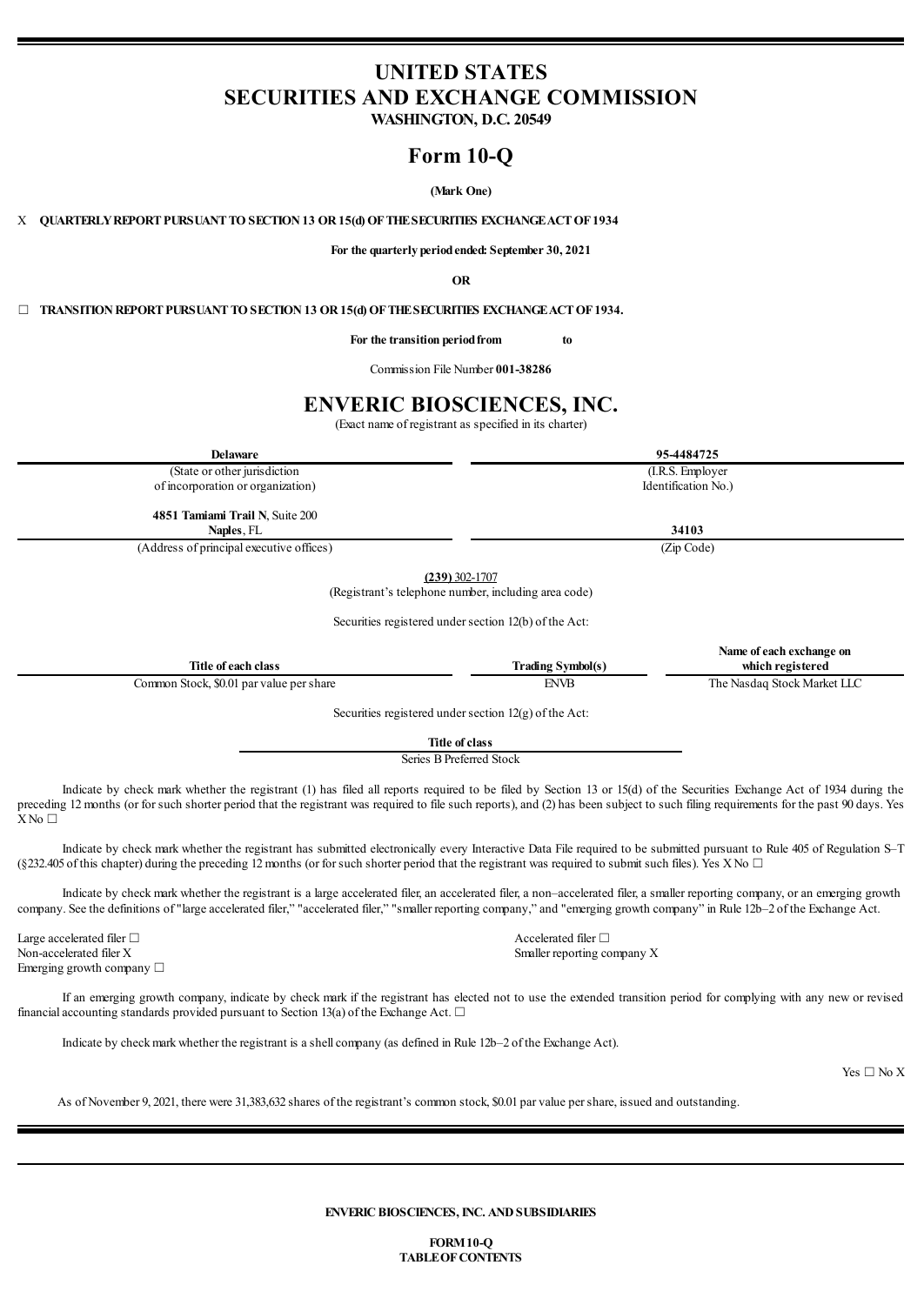# UNITED STATES
# SECURITIES AND EXCHANGE COMMISSION
**WASHINGTON, D.C. 20549**

# Form 10-Q

**(Mark One)**

X **QUARTERLY REPORT PURSUANT TO SECTION 13 OR 15(d) OF THE SECURITIES EXCHANGE ACT OF 1934**

**For the quarterly period ended: September 30, 2021**

**OR**

☐ **TRANSITION REPORT PURSUANT TO SECTION 13 OR 15(d) OF THE SECURITIES EXCHANGE ACT OF 1934.**

**For the transition period from to**

Commission File Number **001-38286**

# ENVERIC BIOSCIENCES, INC.
(Exact name of registrant as specified in its charter)

| **Delaware** | **95-4484725** |
|---|---|
| (State or other jurisdiction of incorporation or organization) | (I.R.S. Employer Identification No.) |
| **4851 Tamiami Trail N**, Suite 200 **Naples**, FL | **34103** |
| (Address of principal executive offices) | (Zip Code) |

**(239)** 302-1707
(Registrant's telephone number, including area code)

Securities registered under section 12(b) of the Act:

| Title of each class | Trading Symbol(s) | Name of each exchange on which registered |
|---|---|---|
| Common Stock, $0.01 par value per share | ENVB | The Nasdaq Stock Market LLC |

Securities registered under section 12(g) of the Act:

| Title of class |
|---|
| Series B Preferred Stock |

Indicate by check mark whether the registrant (1) has filed all reports required to be filed by Section 13 or 15(d) of the Securities Exchange Act of 1934 during the preceding 12 months (or for such shorter period that the registrant was required to file such reports), and (2) has been subject to such filing requirements for the past 90 days. Yes X No ☐

Indicate by check mark whether the registrant has submitted electronically every Interactive Data File required to be submitted pursuant to Rule 405 of Regulation S–T (§232.405 of this chapter) during the preceding 12 months (or for such shorter period that the registrant was required to submit such files). Yes X No ☐

Indicate by check mark whether the registrant is a large accelerated filer, an accelerated filer, a non–accelerated filer, a smaller reporting company, or an emerging growth company. See the definitions of "large accelerated filer," "accelerated filer," "smaller reporting company," and "emerging growth company" in Rule 12b–2 of the Exchange Act.

| | |
|---|---|
| Large accelerated filer ☐ | Accelerated filer ☐ |
| Non-accelerated filer X | Smaller reporting company X |
| Emerging growth company ☐ | |

If an emerging growth company, indicate by check mark if the registrant has elected not to use the extended transition period for complying with any new or revised financial accounting standards provided pursuant to Section 13(a) of the Exchange Act. ☐

Indicate by check mark whether the registrant is a shell company (as defined in Rule 12b–2 of the Exchange Act).

Yes ☐ No X

As of November 9, 2021, there were 31,383,632 shares of the registrant's common stock, $0.01 par value per share, issued and outstanding.

**ENVERIC BIOSCIENCES, INC. AND SUBSIDIARIES**

**FORM 10-Q**
**TABLE OF CONTENTS**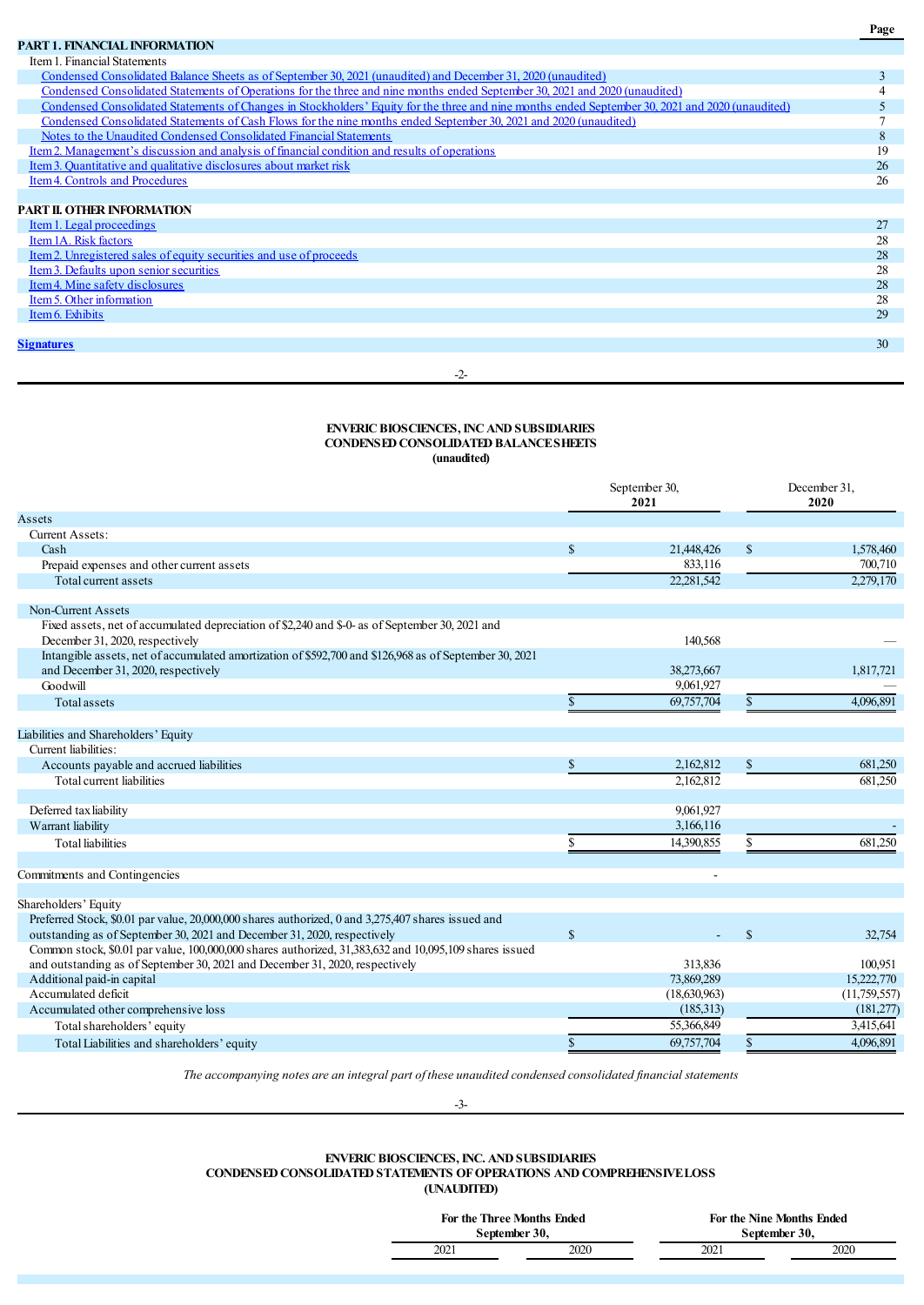| | Page |
|---|---|
| **PART 1. FINANCIAL INFORMATION** | |
| Item 1. Financial Statements | |
| Condensed Consolidated Balance Sheets as of September 30, 2021 (unaudited) and December 31, 2020 (unaudited) | 3 |
| Condensed Consolidated Statements of Operations for the three and nine months ended September 30, 2021 and 2020 (unaudited) | 4 |
| Condensed Consolidated Statements of Changes in Stockholders' Equity for the three and nine months ended September 30, 2021 and 2020 (unaudited) | 5 |
| Condensed Consolidated Statements of Cash Flows for the nine months ended September 30, 2021 and 2020 (unaudited) | 7 |
| Notes to the Unaudited Condensed Consolidated Financial Statements | 8 |
| Item 2. Management's discussion and analysis of financial condition and results of operations | 19 |
| Item 3. Quantitative and qualitative disclosures about market risk | 26 |
| Item 4. Controls and Procedures | 26 |
| | |
| **PART II. OTHER INFORMATION** | |
| Item 1. Legal proceedings | 27 |
| Item 1A. Risk factors | 28 |
| Item 2. Unregistered sales of equity securities and use of proceeds | 28 |
| Item 3. Defaults upon senior securities | 28 |
| Item 4. Mine safety disclosures | 28 |
| Item 5. Other information | 28 |
| Item 6. Exhibits | 29 |
| | |
| **Signatures** | 30 |

**ENVERIC BIOSCIENCES, INC AND SUBSIDIARIES**
**CONDENSED CONSOLIDATED BALANCE SHEETS**
**(unaudited)**

| | September 30, **2021** | December 31, **2020** |
|---|---|---|
| Assets | | |
| Current Assets: | | |
| Cash | $ 21,448,426 | $ 1,578,460 |
| Prepaid expenses and other current assets | 833,116 | 700,710 |
| Total current assets | 22,281,542 | 2,279,170 |
| | | |
| Non-Current Assets | | |
| Fixed assets, net of accumulated depreciation of $2,240 and $-0- as of September 30, 2021 and December 31, 2020, respectively | 140,568 | — |
| Intangible assets, net of accumulated amortization of $592,700 and $126,968 as of September 30, 2021 and December 31, 2020, respectively | 38,273,667 | 1,817,721 |
| Goodwill | 9,061,927 | — |
| Total assets | $ 69,757,704 | $ 4,096,891 |
| | | |
| Liabilities and Shareholders' Equity | | |
| Current liabilities: | | |
| Accounts payable and accrued liabilities | $ 2,162,812 | $ 681,250 |
| Total current liabilities | 2,162,812 | 681,250 |
| | | |
| Deferred tax liability | 9,061,927 | |
| Warrant liability | 3,166,116 | - |
| Total liabilities | $ 14,390,855 | $ 681,250 |
| | | |
| Commitments and Contingencies | - | |
| | | |
| Shareholders' Equity | | |
| Preferred Stock, $0.01 par value, 20,000,000 shares authorized, 0 and 3,275,407 shares issued and outstanding as of September 30, 2021 and December 31, 2020, respectively | $ - | $ 32,754 |
| Common stock, $0.01 par value, 100,000,000 shares authorized, 31,383,632 and 10,095,109 shares issued and outstanding as of September 30, 2021 and December 31, 2020, respectively | 313,836 | 100,951 |
| Additional paid-in capital | 73,869,289 | 15,222,770 |
| Accumulated deficit | (18,630,963) | (11,759,557) |
| Accumulated other comprehensive loss | (185,313) | (181,277) |
| Total shareholders' equity | 55,366,849 | 3,415,641 |
| Total Liabilities and shareholders' equity | $ 69,757,704 | $ 4,096,891 |

*The accompanying notes are an integral part of these unaudited condensed consolidated financial statements*

**ENVERIC BIOSCIENCES, INC. AND SUBSIDIARIES**
**CONDENSED CONSOLIDATED STATEMENTS OF OPERATIONS AND COMPREHENSIVE LOSS**
**(UNAUDITED)**

| | For the Three Months Ended September 30, | | For the Nine Months Ended September 30, | |
|---|---|---|---|---|
| | 2021 | 2020 | 2021 | 2020 |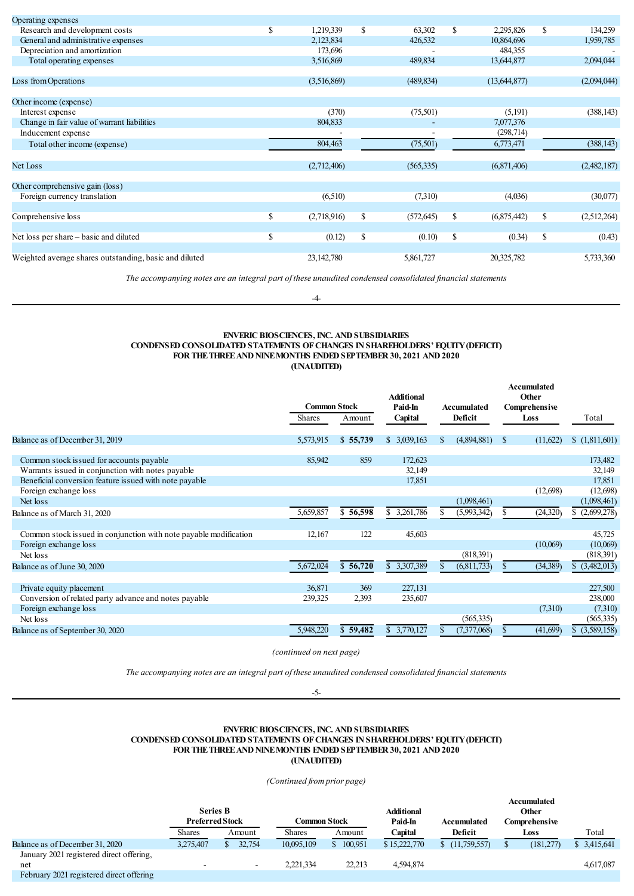| | | | | |
|---|---|---|---|---|
| Operating expenses | | | | |
| Research and development costs | $ 1,219,339 | $ 63,302 | $ 2,295,826 | $ 134,259 |
| General and administrative expenses | 2,123,834 | 426,532 | 10,864,696 | 1,959,785 |
| Depreciation and amortization | 173,696 | - | 484,355 | - |
| Total operating expenses | 3,516,869 | 489,834 | 13,644,877 | 2,094,044 |
| | | | | |
| Loss from Operations | (3,516,869) | (489,834) | (13,644,877) | (2,094,044) |
| | | | | |
| Other income (expense) | | | | |
| Interest expense | (370) | (75,501) | (5,191) | (388,143) |
| Change in fair value of warrant liabilities | 804,833 | - | 7,077,376 | |
| Inducement expense | - | - | (298,714) | |
| Total other income (expense) | 804,463 | (75,501) | 6,773,471 | (388,143) |
| | | | | |
| Net Loss | (2,712,406) | (565,335) | (6,871,406) | (2,482,187) |
| | | | | |
| Other comprehensive gain (loss) | | | | |
| Foreign currency translation | (6,510) | (7,310) | (4,036) | (30,077) |
| | | | | |
| Comprehensive loss | $ (2,718,916) | $ (572,645) | $ (6,875,442) | $ (2,512,264) |
| | | | | |
| Net loss per share – basic and diluted | $ (0.12) | $ (0.10) | $ (0.34) | $ (0.43) |
| | | | | |
| Weighted average shares outstanding, basic and diluted | 23,142,780 | 5,861,727 | 20,325,782 | 5,733,360 |

*The accompanying notes are an integral part of these unaudited condensed consolidated financial statements*

## ENVERIC BIOSCIENCES, INC. AND SUBSIDIARIES
## CONDENSED CONSOLIDATED STATEMENTS OF CHANGES IN SHAREHOLDERS' EQUITY (DEFICIT)
## FOR THE THREE AND NINE MONTHS ENDED SEPTEMBER 30, 2021 AND 2020
## (UNAUDITED)

| | Common Stock | | Additional Paid-In Capital | Accumulated Deficit | Accumulated Other Comprehensive Loss | Total |
|---|---|---|---|---|---|---|
| | Shares | Amount | | | | |
| Balance as of December 31, 2019 | 5,573,915 | $ 55,739 | $ 3,039,163 | $ (4,894,881) | $ (11,622) | $ (1,811,601) |
| | | | | | | |
| Common stock issued for accounts payable | 85,942 | 859 | 172,623 | | | 173,482 |
| Warrants issued in conjunction with notes payable | | | 32,149 | | | 32,149 |
| Beneficial conversion feature issued with note payable | | | 17,851 | | | 17,851 |
| Foreign exchange loss | | | | | (12,698) | (12,698) |
| Net loss | | | | (1,098,461) | | (1,098,461) |
| Balance as of March 31, 2020 | 5,659,857 | $ 56,598 | $ 3,261,786 | $ (5,993,342) | $ (24,320) | $ (2,699,278) |
| | | | | | | |
| Common stock issued in conjunction with note payable modification | 12,167 | 122 | 45,603 | | | 45,725 |
| Foreign exchange loss | | | | | (10,069) | (10,069) |
| Net loss | | | | (818,391) | | (818,391) |
| Balance as of June 30, 2020 | 5,672,024 | $ 56,720 | $ 3,307,389 | $ (6,811,733) | $ (34,389) | $ (3,482,013) |
| | | | | | | |
| Private equity placement | 36,871 | 369 | 227,131 | | | 227,500 |
| Conversion of related party advance and notes payable | 239,325 | 2,393 | 235,607 | | | 238,000 |
| Foreign exchange loss | | | | | (7,310) | (7,310) |
| Net loss | | | | (565,335) | | (565,335) |
| Balance as of September 30, 2020 | 5,948,220 | $ 59,482 | $ 3,770,127 | $ (7,377,068) | $ (41,699) | $ (3,589,158) |

*(continued on next page)*

*The accompanying notes are an integral part of these unaudited condensed consolidated financial statements*

## ENVERIC BIOSCIENCES, INC. AND SUBSIDIARIES
## CONDENSED CONSOLIDATED STATEMENTS OF CHANGES IN SHAREHOLDERS' EQUITY (DEFICIT)
## FOR THE THREE AND NINE MONTHS ENDED SEPTEMBER 30, 2021 AND 2020
## (UNAUDITED)

*(Continued from prior page)*

| | Series B Preferred Stock | | Common Stock | | Additional Paid-In Capital | Accumulated Deficit | Accumulated Other Comprehensive Loss | Total |
|---|---|---|---|---|---|---|---|---|
| | Shares | Amount | Shares | Amount | | | | |
| Balance as of December 31, 2020 | 3,275,407 | $ 32,754 | 10,095,109 | $ 100,951 | $ 15,222,770 | $ (11,759,557) | $ (181,277) | $ 3,415,641 |
| January 2021 registered direct offering, net | - | - | 2,221,334 | 22,213 | 4,594,874 | | | 4,617,087 |
| February 2021 registered direct offering | | | | | | | | |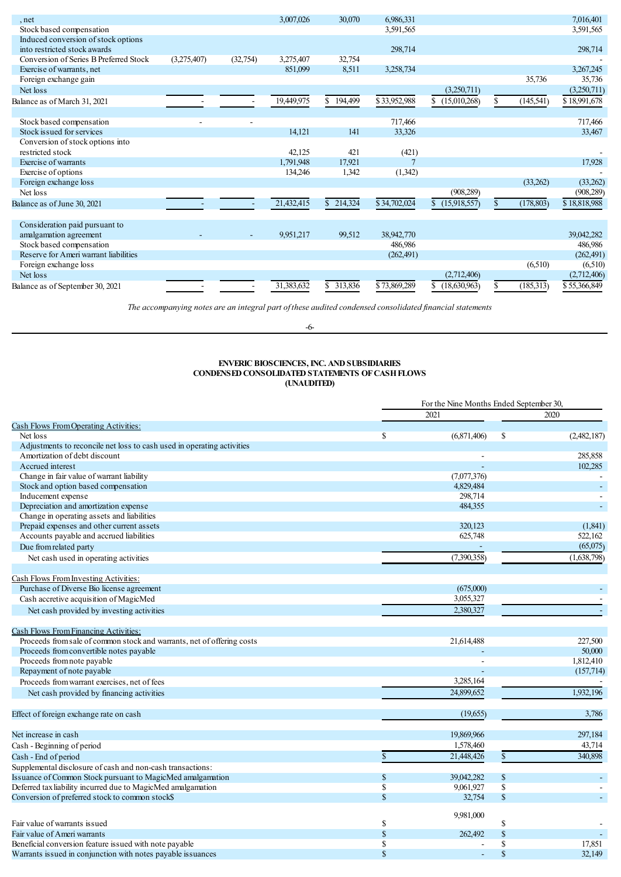| | Preferred Stock Shares | Preferred Stock Amount | Common Stock Shares | Common Stock Amount | Additional Paid-in Capital | Accumulated Deficit | Accumulated Other Comprehensive Loss | Total |
|---|---|---|---|---|---|---|---|---|
| , net | | | 3,007,026 | 30,070 | 6,986,331 | | | 7,016,401 |
| Stock based compensation | | | | | 3,591,565 | | | 3,591,565 |
| Induced conversion of stock options into restricted stock awards | | | | | 298,714 | | | 298,714 |
| Conversion of Series B Preferred Stock | (3,275,407) | (32,754) | 3,275,407 | 32,754 | | | | - |
| Exercise of warrants, net | | | 851,099 | 8,511 | 3,258,734 | | | 3,267,245 |
| Foreign exchange gain | | | | | | | 35,736 | 35,736 |
| Net loss | | | | | | (3,250,711) | | (3,250,711) |
| Balance as of March 31, 2021 | - | - | 19,449,975 | $ 194,499 | $ 33,952,988 | $ (15,010,268) | $ (145,541) | $ 18,991,678 |
| | | | | | | | | |
| Stock based compensation | - | - | | | 717,466 | | | 717,466 |
| Stock issued for services | | | 14,121 | 141 | 33,326 | | | 33,467 |
| Conversion of stock options into restricted stock | | | 42,125 | 421 | (421) | | | - |
| Exercise of warrants | | | 1,791,948 | 17,921 | 7 | | | 17,928 |
| Exercise of options | | | 134,246 | 1,342 | (1,342) | | | - |
| Foreign exchange loss | | | | | | | (33,262) | (33,262) |
| Net loss | | | | | | (908,289) | | (908,289) |
| Balance as of June 30, 2021 | - | - | 21,432,415 | $ 214,324 | $ 34,702,024 | $ (15,918,557) | $ (178,803) | $ 18,818,988 |
| | | | | | | | | |
| Consideration paid pursuant to amalgamation agreement | - | - | 9,951,217 | 99,512 | 38,942,770 | | | 39,042,282 |
| Stock based compensation | | | | | 486,986 | | | 486,986 |
| Reserve for Ameri warrant liabilities | | | | | (262,491) | | | (262,491) |
| Foreign exchange loss | | | | | | | (6,510) | (6,510) |
| Net loss | | | | | | (2,712,406) | | (2,712,406) |
| Balance as of September 30, 2021 | - | - | 31,383,632 | $ 313,836 | $ 73,869,289 | $ (18,630,963) | $ (185,313) | $ 55,366,849 |

*The accompanying notes are an integral part of these audited condensed consolidated financial statements*

# ENVERIC BIOSCIENCES, INC. AND SUBSIDIARIES
## CONDENSED CONSOLIDATED STATEMENTS OF CASH FLOWS
### (UNAUDITED)

| | For the Nine Months Ended September 30, 2021 | 2020 |
|---|---|---|
| **Cash Flows From Operating Activities:** | | |
| Net loss | $ (6,871,406) | $ (2,482,187) |
| Adjustments to reconcile net loss to cash used in operating activities | | |
| Amortization of debt discount | - | 285,858 |
| Accrued interest | - | 102,285 |
| Change in fair value of warrant liability | (7,077,376) | - |
| Stock and option based compensation | 4,829,484 | - |
| Inducement expense | 298,714 | - |
| Depreciation and amortization expense | 484,355 | - |
| Change in operating assets and liabilities | | |
| Prepaid expenses and other current assets | 320,123 | (1,841) |
| Accounts payable and accrued liabilities | 625,748 | 522,162 |
| Due from related party | - | (65,075) |
| Net cash used in operating activities | (7,390,358) | (1,638,798) |
| | | |
| **Cash Flows From Investing Activities:** | | |
| Purchase of Diverse Bio license agreement | (675,000) | - |
| Cash accretive acquisition of MagicMed | 3,055,327 | - |
| Net cash provided by investing activities | 2,380,327 | - |
| | | |
| **Cash Flows From Financing Activities:** | | |
| Proceeds from sale of common stock and warrants, net of offering costs | 21,614,488 | 227,500 |
| Proceeds from convertible notes payable | - | 50,000 |
| Proceeds from note payable | - | 1,812,410 |
| Repayment of note payable | - | (157,714) |
| Proceeds from warrant exercises, net of fees | 3,285,164 | - |
| Net cash provided by financing activities | 24,899,652 | 1,932,196 |
| | | |
| Effect of foreign exchange rate on cash | (19,655) | 3,786 |
| | | |
| Net increase in cash | 19,869,966 | 297,184 |
| Cash - Beginning of period | 1,578,460 | 43,714 |
| Cash - End of period | $ 21,448,426 | $ 340,898 |
| Supplemental disclosure of cash and non-cash transactions: | | |
| Issuance of Common Stock pursuant to MagicMed amalgamation | $ 39,042,282 | $ - |
| Deferred tax liability incurred due to MagicMed amalgamation | $ 9,061,927 | $ - |
| Conversion of preferred stock to common stock | $ 32,754 | $ - |
| | | |
| Fair value of warrants issued | $ 9,981,000 | $ - |
| Fair value of Ameri warrants | $ 262,492 | $ - |
| Beneficial conversion feature issued with note payable | $ - | $ 17,851 |
| Warrants issued in conjunction with notes payable issuances | $ - | $ 32,149 |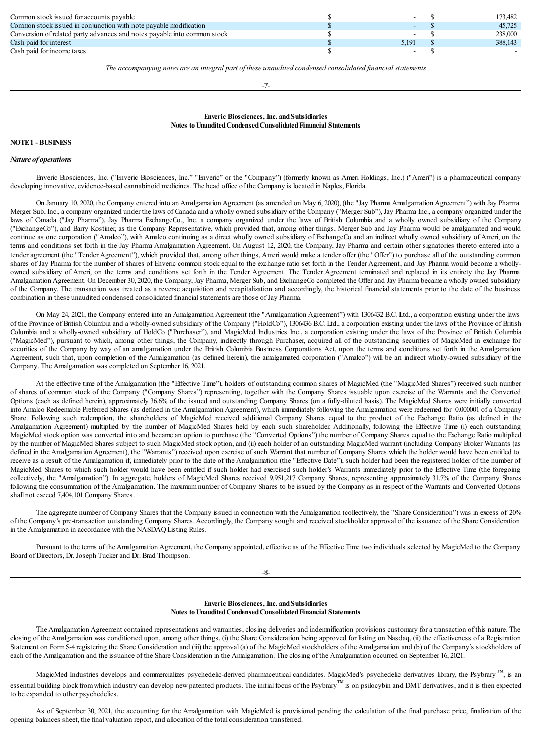| | | | | |
|---|---|---|---|---|
| Common stock issued for accounts payable | $ | - | $ | 173,482 |
| Common stock issued in conjunction with note payable modification | $ | - | $ | 45,725 |
| Conversion of related party advances and notes payable into common stock | $ | - | $ | 238,000 |
| Cash paid for interest | $ | 5,191 | $ | 388,143 |
| Cash paid for income taxes | $ | - | $ | - |

*The accompanying notes are an integral part of these unaudited condensed consolidated financial statements*

**Enveric Biosciences, Inc. and Subsidiaries**
**Notes to Unaudited Condensed Consolidated Financial Statements**

**NOTE 1 - BUSINESS**

***Nature of operations***

Enveric Biosciences, Inc. ("Enveric Biosciences, Inc." "Enveric" or the "Company") (formerly known as Ameri Holdings, Inc.) ("Ameri") is a pharmaceutical company developing innovative, evidence-based cannabinoid medicines. The head office of the Company is located in Naples, Florida.

On January 10, 2020, the Company entered into an Amalgamation Agreement (as amended on May 6, 2020), (the "Jay Pharma Amalgamation Agreement") with Jay Pharma Merger Sub, Inc., a company organized under the laws of Canada and a wholly owned subsidiary of the Company ("Merger Sub"), Jay Pharma Inc., a company organized under the laws of Canada ("Jay Pharma"), Jay Pharma ExchangeCo., Inc. a company organized under the laws of British Columbia and a wholly owned subsidiary of the Company ("ExchangeCo"), and Barry Kostiner, as the Company Representative, which provided that, among other things, Merger Sub and Jay Pharma would be amalgamated and would continue as one corporation ("Amalco"), with Amalco continuing as a direct wholly owned subsidiary of ExchangeCo and an indirect wholly owned subsidiary of Ameri, on the terms and conditions set forth in the Jay Pharma Amalgamation Agreement. On August 12, 2020, the Company, Jay Pharma and certain other signatories thereto entered into a tender agreement (the "Tender Agreement"), which provided that, among other things, Ameri would make a tender offer (the "Offer") to purchase all of the outstanding common shares of Jay Pharma for the number of shares of Enveric common stock equal to the exchange ratio set forth in the Tender Agreement, and Jay Pharma would become a wholly-owned subsidiary of Ameri, on the terms and conditions set forth in the Tender Agreement. The Tender Agreement terminated and replaced in its entirety the Jay Pharma Amalgamation Agreement. On December 30, 2020, the Company, Jay Pharma, Merger Sub, and ExchangeCo completed the Offer and Jay Pharma became a wholly owned subsidiary of the Company. The transaction was treated as a reverse acquisition and recapitalization and accordingly, the historical financial statements prior to the date of the business combination in these unaudited condensed consolidated financial statements are those of Jay Pharma.

On May 24, 2021, the Company entered into an Amalgamation Agreement (the "Amalgamation Agreement") with 1306432 B.C. Ltd., a corporation existing under the laws of the Province of British Columbia and a wholly-owned subsidiary of the Company ("HoldCo"), 1306436 B.C. Ltd., a corporation existing under the laws of the Province of British Columbia and a wholly-owned subsidiary of HoldCo ("Purchaser"), and MagicMed Industries Inc., a corporation existing under the laws of the Province of British Columbia ("MagicMed"), pursuant to which, among other things, the Company, indirectly through Purchaser, acquired all of the outstanding securities of MagicMed in exchange for securities of the Company by way of an amalgamation under the British Columbia Business Corporations Act, upon the terms and conditions set forth in the Amalgamation Agreement, such that, upon completion of the Amalgamation (as defined herein), the amalgamated corporation ("Amalco") will be an indirect wholly-owned subsidiary of the Company. The Amalgamation was completed on September 16, 2021.

At the effective time of the Amalgamation (the "Effective Time"), holders of outstanding common shares of MagicMed (the "MagicMed Shares") received such number of shares of common stock of the Company ("Company Shares") representing, together with the Company Shares issuable upon exercise of the Warrants and the Converted Options (each as defined herein), approximately 36.6% of the issued and outstanding Company Shares (on a fully-diluted basis). The MagicMed Shares were initially converted into Amalco Redeemable Preferred Shares (as defined in the Amalgamation Agreement), which immediately following the Amalgamation were redeemed for 0.000001 of a Company Share. Following such redemption, the shareholders of MagicMed received additional Company Shares equal to the product of the Exchange Ratio (as defined in the Amalgamation Agreement) multiplied by the number of MagicMed Shares held by each such shareholder. Additionally, following the Effective Time (i) each outstanding MagicMed stock option was converted into and became an option to purchase (the "Converted Options") the number of Company Shares equal to the Exchange Ratio multiplied by the number of MagicMed Shares subject to such MagicMed stock option, and (ii) each holder of an outstanding MagicMed warrant (including Company Broker Warrants (as defined in the Amalgamation Agreement), the "Warrants") received upon exercise of such Warrant that number of Company Shares which the holder would have been entitled to receive as a result of the Amalgamation if, immediately prior to the date of the Amalgamation (the "Effective Date"), such holder had been the registered holder of the number of MagicMed Shares to which such holder would have been entitled if such holder had exercised such holder's Warrants immediately prior to the Effective Time (the foregoing collectively, the "Amalgamation"). In aggregate, holders of MagicMed Shares received 9,951,217 Company Shares, representing approximately 31.7% of the Company Shares following the consummation of the Amalgamation. The maximum number of Company Shares to be issued by the Company as in respect of the Warrants and Converted Options shall not exceed 7,404,101 Company Shares.

The aggregate number of Company Shares that the Company issued in connection with the Amalgamation (collectively, the "Share Consideration") was in excess of 20% of the Company's pre-transaction outstanding Company Shares. Accordingly, the Company sought and received stockholder approval of the issuance of the Share Consideration in the Amalgamation in accordance with the NASDAQ Listing Rules.

Pursuant to the terms of the Amalgamation Agreement, the Company appointed, effective as of the Effective Time two individuals selected by MagicMed to the Company Board of Directors, Dr. Joseph Tucker and Dr. Brad Thompson.

The Amalgamation Agreement contained representations and warranties, closing deliveries and indemnification provisions customary for a transaction of this nature. The closing of the Amalgamation was conditioned upon, among other things, (i) the Share Consideration being approved for listing on Nasdaq, (ii) the effectiveness of a Registration Statement on Form S-4 registering the Share Consideration and (iii) the approval (a) of the MagicMed stockholders of the Amalgamation and (b) of the Company's stockholders of each of the Amalgamation and the issuance of the Share Consideration in the Amalgamation. The closing of the Amalgamation occurred on September 16, 2021.

MagicMed Industries develops and commercializes psychedelic-derived pharmaceutical candidates. MagicMed's psychedelic derivatives library, the Psybrary™, is an essential building block from which industry can develop new patented products. The initial focus of the Psybrary™ is on psilocybin and DMT derivatives, and it is then expected to be expanded to other psychedelics.

As of September 30, 2021, the accounting for the Amalgamation with MagicMed is provisional pending the calculation of the final purchase price, finalization of the opening balances sheet, the final valuation report, and allocation of the total consideration transferred.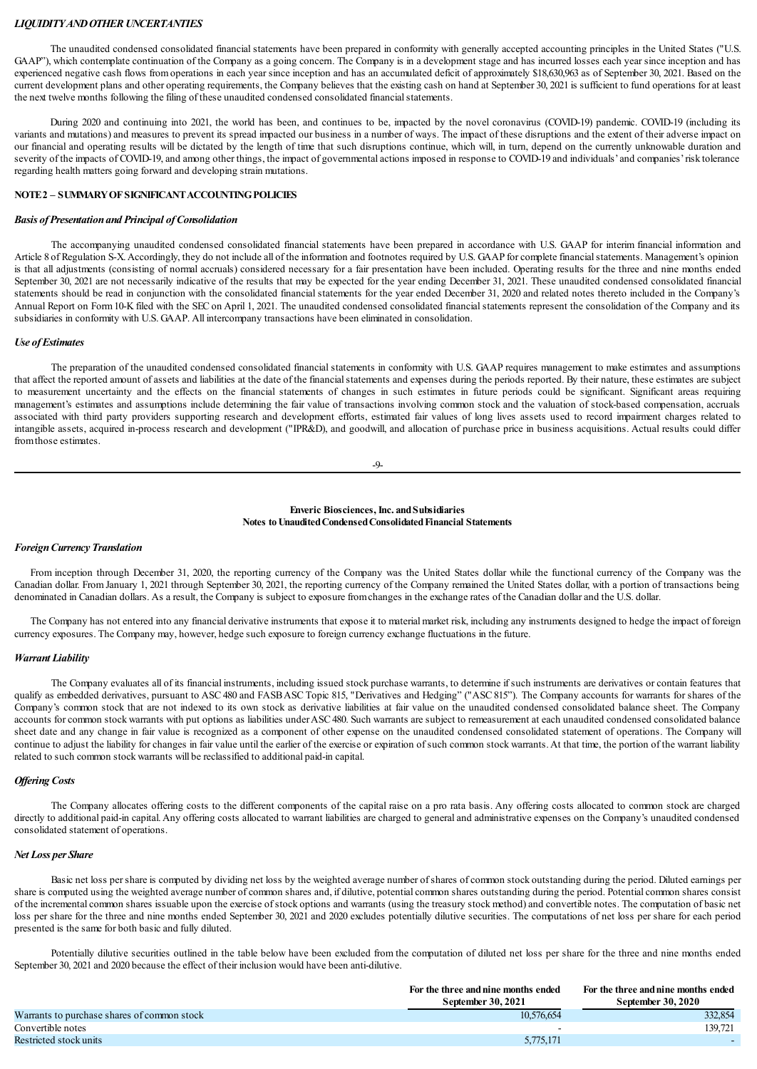### *LIQUIDITY AND OTHER UNCERTANTIES*

The unaudited condensed consolidated financial statements have been prepared in conformity with generally accepted accounting principles in the United States ("U.S. GAAP"), which contemplate continuation of the Company as a going concern. The Company is in a development stage and has incurred losses each year since inception and has experienced negative cash flows from operations in each year since inception and has an accumulated deficit of approximately $18,630,963 as of September 30, 2021. Based on the current development plans and other operating requirements, the Company believes that the existing cash on hand at September 30, 2021 is sufficient to fund operations for at least the next twelve months following the filing of these unaudited condensed consolidated financial statements.

During 2020 and continuing into 2021, the world has been, and continues to be, impacted by the novel coronavirus (COVID-19) pandemic. COVID-19 (including its variants and mutations) and measures to prevent its spread impacted our business in a number of ways. The impact of these disruptions and the extent of their adverse impact on our financial and operating results will be dictated by the length of time that such disruptions continue, which will, in turn, depend on the currently unknowable duration and severity of the impacts of COVID-19, and among other things, the impact of governmental actions imposed in response to COVID-19 and individuals' and companies' risk tolerance regarding health matters going forward and developing strain mutations.

### NOTE 2 – SUMMARY OF SIGNIFICANT ACCOUNTING POLICIES

#### *Basis of Presentation and Principal of Consolidation*

The accompanying unaudited condensed consolidated financial statements have been prepared in accordance with U.S. GAAP for interim financial information and Article 8 of Regulation S-X. Accordingly, they do not include all of the information and footnotes required by U.S. GAAP for complete financial statements. Management's opinion is that all adjustments (consisting of normal accruals) considered necessary for a fair presentation have been included. Operating results for the three and nine months ended September 30, 2021 are not necessarily indicative of the results that may be expected for the year ending December 31, 2021. These unaudited condensed consolidated financial statements should be read in conjunction with the consolidated financial statements for the year ended December 31, 2020 and related notes thereto included in the Company's Annual Report on Form 10-K filed with the SEC on April 1, 2021. The unaudited condensed consolidated financial statements represent the consolidation of the Company and its subsidiaries in conformity with U.S. GAAP. All intercompany transactions have been eliminated in consolidation.

#### *Use of Estimates*

The preparation of the unaudited condensed consolidated financial statements in conformity with U.S. GAAP requires management to make estimates and assumptions that affect the reported amount of assets and liabilities at the date of the financial statements and expenses during the periods reported. By their nature, these estimates are subject to measurement uncertainty and the effects on the financial statements of changes in such estimates in future periods could be significant. Significant areas requiring management's estimates and assumptions include determining the fair value of transactions involving common stock and the valuation of stock-based compensation, accruals associated with third party providers supporting research and development efforts, estimated fair values of long lives assets used to record impairment charges related to intangible assets, acquired in-process research and development ("IPR&D), and goodwill, and allocation of purchase price in business acquisitions. Actual results could differ from those estimates.

**Enveric Biosciences, Inc. and Subsidiaries**
**Notes to Unaudited Condensed Consolidated Financial Statements**

#### *Foreign Currency Translation*

From inception through December 31, 2020, the reporting currency of the Company was the United States dollar while the functional currency of the Company was the Canadian dollar. From January 1, 2021 through September 30, 2021, the reporting currency of the Company remained the United States dollar, with a portion of transactions being denominated in Canadian dollars. As a result, the Company is subject to exposure from changes in the exchange rates of the Canadian dollar and the U.S. dollar.

The Company has not entered into any financial derivative instruments that expose it to material market risk, including any instruments designed to hedge the impact of foreign currency exposures. The Company may, however, hedge such exposure to foreign currency exchange fluctuations in the future.

#### *Warrant Liability*

The Company evaluates all of its financial instruments, including issued stock purchase warrants, to determine if such instruments are derivatives or contain features that qualify as embedded derivatives, pursuant to ASC 480 and FASB ASC Topic 815, "Derivatives and Hedging" ("ASC 815"). The Company accounts for warrants for shares of the Company's common stock that are not indexed to its own stock as derivative liabilities at fair value on the unaudited condensed consolidated balance sheet. The Company accounts for common stock warrants with put options as liabilities under ASC 480. Such warrants are subject to remeasurement at each unaudited condensed consolidated balance sheet date and any change in fair value is recognized as a component of other expense on the unaudited condensed consolidated statement of operations. The Company will continue to adjust the liability for changes in fair value until the earlier of the exercise or expiration of such common stock warrants. At that time, the portion of the warrant liability related to such common stock warrants will be reclassified to additional paid-in capital.

#### *Offering Costs*

The Company allocates offering costs to the different components of the capital raise on a pro rata basis. Any offering costs allocated to common stock are charged directly to additional paid-in capital. Any offering costs allocated to warrant liabilities are charged to general and administrative expenses on the Company's unaudited condensed consolidated statement of operations.

#### *Net Loss per Share*

Basic net loss per share is computed by dividing net loss by the weighted average number of shares of common stock outstanding during the period. Diluted earnings per share is computed using the weighted average number of common shares and, if dilutive, potential common shares outstanding during the period. Potential common shares consist of the incremental common shares issuable upon the exercise of stock options and warrants (using the treasury stock method) and convertible notes. The computation of basic net loss per share for the three and nine months ended September 30, 2021 and 2020 excludes potentially dilutive securities. The computations of net loss per share for each period presented is the same for both basic and fully diluted.

Potentially dilutive securities outlined in the table below have been excluded from the computation of diluted net loss per share for the three and nine months ended September 30, 2021 and 2020 because the effect of their inclusion would have been anti-dilutive.

| | For the three and nine months ended September 30, 2021 | For the three and nine months ended September 30, 2020 |
|---|---|---|
| Warrants to purchase shares of common stock | 10,576,654 | 332,854 |
| Convertible notes | - | 139,721 |
| Restricted stock units | 5,775,171 | - |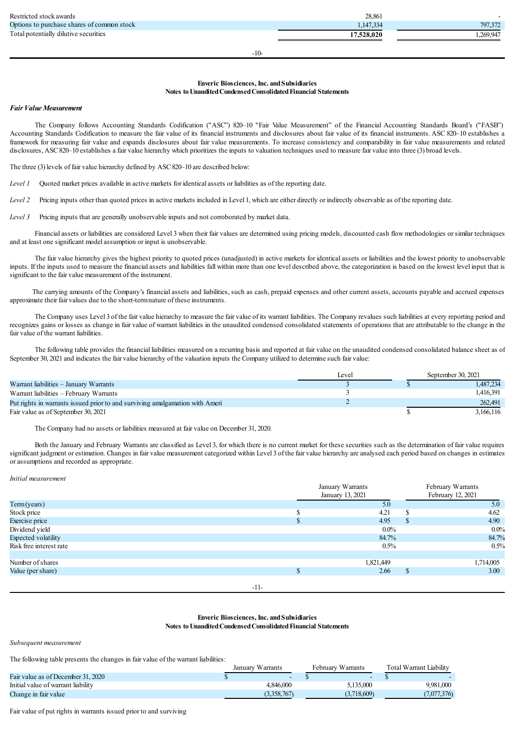| | | |
|---|---|---|
| Restricted stock awards | 28,861 | - |
| Options to purchase shares of common stock | 1,147,334 | 797,372 |
| Total potentially dilutive securities | **17,528,020** | 1,269,947 |

**Enveric Biosciences, Inc. and Subsidiaries**
**Notes to Unaudited Condensed Consolidated Financial Statements**

*Fair Value Measurement*

The Company follows Accounting Standards Codification ("ASC") 820–10 "Fair Value Measurement" of the Financial Accounting Standards Board's ("FASB") Accounting Standards Codification to measure the fair value of its financial instruments and disclosures about fair value of its financial instruments. ASC 820–10 establishes a framework for measuring fair value and expands disclosures about fair value measurements. To increase consistency and comparability in fair value measurements and related disclosures, ASC 820–10 establishes a fair value hierarchy which prioritizes the inputs to valuation techniques used to measure fair value into three (3) broad levels.

The three (3) levels of fair value hierarchy defined by ASC 820–10 are described below:

*Level 1* Quoted market prices available in active markets for identical assets or liabilities as of the reporting date.

*Level 2* Pricing inputs other than quoted prices in active markets included in Level 1, which are either directly or indirectly observable as of the reporting date.

*Level 3* Pricing inputs that are generally unobservable inputs and not corroborated by market data.

Financial assets or liabilities are considered Level 3 when their fair values are determined using pricing models, discounted cash flow methodologies or similar techniques and at least one significant model assumption or input is unobservable.

The fair value hierarchy gives the highest priority to quoted prices (unadjusted) in active markets for identical assets or liabilities and the lowest priority to unobservable inputs. If the inputs used to measure the financial assets and liabilities fall within more than one level described above, the categorization is based on the lowest level input that is significant to the fair value measurement of the instrument.

The carrying amounts of the Company's financial assets and liabilities, such as cash, prepaid expenses and other current assets, accounts payable and accrued expenses approximate their fair values due to the short-term nature of these instruments.

The Company uses Level 3 of the fair value hierarchy to measure the fair value of its warrant liabilities. The Company revalues such liabilities at every reporting period and recognizes gains or losses as change in fair value of warrant liabilities in the unaudited condensed consolidated statements of operations that are attributable to the change in the fair value of the warrant liabilities.

The following table provides the financial liabilities measured on a recurring basis and reported at fair value on the unaudited condensed consolidated balance sheet as of September 30, 2021 and indicates the fair value hierarchy of the valuation inputs the Company utilized to determine such fair value:

| | Level | September 30, 2021 |
|---|---|---|
| Warrant liabilities – January Warrants | 3 | $ 1,487,234 |
| Warrant liabilities – February Warrants | 3 | 1,416,391 |
| Put rights in warrants issued prior to and surviving amalgamation with Ameri | 2 | 262,491 |
| Fair value as of September 30, 2021 | | $ 3,166,116 |

The Company had no assets or liabilities measured at fair value on December 31, 2020.

Both the January and February Warrants are classified as Level 3, for which there is no current market for these securities such as the determination of fair value requires significant judgment or estimation. Changes in fair value measurement categorized within Level 3 of the fair value hierarchy are analysed each period based on changes in estimates or assumptions and recorded as appropriate.

*Initial measurement*

| | January Warrants January 13, 2021 | February Warrants February 12, 2021 |
|---|---|---|
| Term (years) | 5.0 | 5.0 |
| Stock price | $ 4.21 | $ 4.62 |
| Exercise price | $ 4.95 | $ 4.90 |
| Dividend yield | 0.0% | 0.0% |
| Expected volatility | 84.7% | 84.7% |
| Risk free interest rate | 0.5% | 0.5% |
| | | |
| Number of shares | 1,821,449 | 1,714,005 |
| Value (per share) | $ 2.66 | $ 3.00 |

**Enveric Biosciences, Inc. and Subsidiaries**
**Notes to Unaudited Condensed Consolidated Financial Statements**

*Subsequent measurement*

The following table presents the changes in fair value of the warrant liabilities:

| | January Warrants | February Warrants | Total Warrant Liability |
|---|---|---|---|
| Fair value as of December 31, 2020 | $ - | $ - | $ - |
| Initial value of warrant liability | 4,846,000 | 5,135,000 | 9,981,000 |
| Change in fair value | (3,358,767) | (3,718,609) | (7,077,376) |

Fair value of put rights in warrants issued prior to and surviving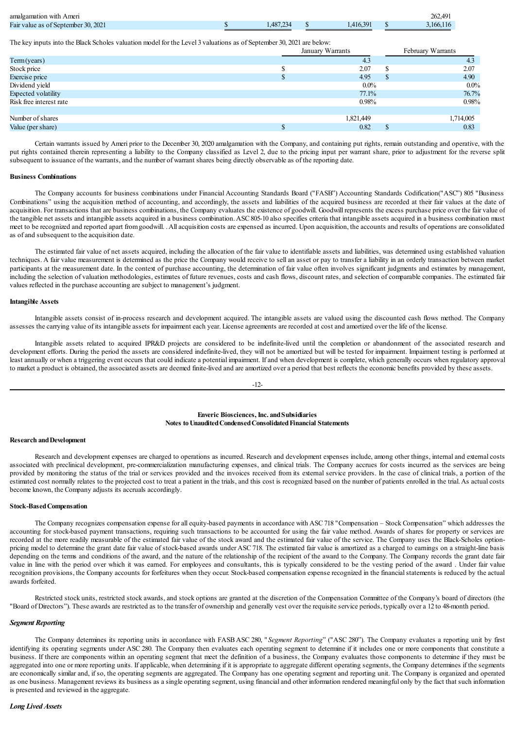| amalgamation with Ameri | | | | | | 262,491 |
|---|---|---|---|---|---|---|
| Fair value as of September 30, 2021 | $ | 1,487,234 | $ | 1,416,391 | $ | 3,166,116 |

The key inputs into the Black Scholes valuation model for the Level 3 valuations as of September 30, 2021 are below:

| | | January Warrants | | February Warrants |
|---|---|---|---|---|
| Term (years) | | 4.3 | | 4.3 |
| Stock price | $ | 2.07 | $ | 2.07 |
| Exercise price | $ | 4.95 | $ | 4.90 |
| Dividend yield | | 0.0% | | 0.0% |
| Expected volatility | | 77.1% | | 76.7% |
| Risk free interest rate | | 0.98% | | 0.98% |
| | | | | |
| Number of shares | | 1,821,449 | | 1,714,005 |
| Value (per share) | $ | 0.82 | $ | 0.83 |

Certain warrants issued by Ameri prior to the December 30, 2020 amalgamation with the Company, and containing put rights, remain outstanding and operative, with the put rights contained therein representing a liability to the Company classified as Level 2, due to the pricing input per warrant share, prior to adjustment for the reverse split subsequent to issuance of the warrants, and the number of warrant shares being directly observable as of the reporting date.

**Business Combinations**

The Company accounts for business combinations under Financial Accounting Standards Board ("FASB") Accounting Standards Codification("ASC") 805 "Business Combinations" using the acquisition method of accounting, and accordingly, the assets and liabilities of the acquired business are recorded at their fair values at the date of acquisition. For transactions that are business combinations, the Company evaluates the existence of goodwill. Goodwill represents the excess purchase price over the fair value of the tangible net assets and intangible assets acquired in a business combination. ASC 805-10 also specifies criteria that intangible assets acquired in a business combination must meet to be recognized and reported apart from goodwill. . All acquisition costs are expensed as incurred. Upon acquisition, the accounts and results of operations are consolidated as of and subsequent to the acquisition date.

The estimated fair value of net assets acquired, including the allocation of the fair value to identifiable assets and liabilities, was determined using established valuation techniques. A fair value measurement is determined as the price the Company would receive to sell an asset or pay to transfer a liability in an orderly transaction between market participants at the measurement date. In the context of purchase accounting, the determination of fair value often involves significant judgments and estimates by management, including the selection of valuation methodologies, estimates of future revenues, costs and cash flows, discount rates, and selection of comparable companies. The estimated fair values reflected in the purchase accounting are subject to management's judgment.

**Intangible Assets**

Intangible assets consist of in-process research and development acquired. The intangible assets are valued using the discounted cash flows method. The Company assesses the carrying value of its intangible assets for impairment each year. License agreements are recorded at cost and amortized over the life of the license.

Intangible assets related to acquired IPR&D projects are considered to be indefinite-lived until the completion or abandonment of the associated research and development efforts. During the period the assets are considered indefinite-lived, they will not be amortized but will be tested for impairment. Impairment testing is performed at least annually or when a triggering event occurs that could indicate a potential impairment. If and when development is complete, which generally occurs when regulatory approval to market a product is obtained, the associated assets are deemed finite-lived and are amortized over a period that best reflects the economic benefits provided by these assets.

**Enveric Biosciences, Inc. and Subsidiaries**
**Notes to Unaudited Condensed Consolidated Financial Statements**

**Research and Development**

Research and development expenses are charged to operations as incurred. Research and development expenses include, among other things, internal and external costs associated with preclinical development, pre-commercialization manufacturing expenses, and clinical trials. The Company accrues for costs incurred as the services are being provided by monitoring the status of the trial or services provided and the invoices received from its external service providers. In the case of clinical trials, a portion of the estimated cost normally relates to the projected cost to treat a patient in the trials, and this cost is recognized based on the number of patients enrolled in the trial. As actual costs become known, the Company adjusts its accruals accordingly.

**Stock-Based Compensation**

The Company recognizes compensation expense for all equity-based payments in accordance with ASC 718 "Compensation – Stock Compensation" which addresses the accounting for stock-based payment transactions, requiring such transactions to be accounted for using the fair value method. Awards of shares for property or services are recorded at the more readily measurable of the estimated fair value of the stock award and the estimated fair value of the service. The Company uses the Black-Scholes option-pricing model to determine the grant date fair value of stock-based awards under ASC 718. The estimated fair value is amortized as a charged to earnings on a straight-line basis depending on the terms and conditions of the award, and the nature of the relationship of the recipient of the award to the Company. The Company records the grant date fair value in line with the period over which it was earned. For employees and consultants, this is typically considered to be the vesting period of the award . Under fair value recognition provisions, the Company accounts for forfeitures when they occur. Stock-based compensation expense recognized in the financial statements is reduced by the actual awards forfeited.

Restricted stock units, restricted stock awards, and stock options are granted at the discretion of the Compensation Committee of the Company's board of directors (the "Board of Directors"). These awards are restricted as to the transfer of ownership and generally vest over the requisite service periods, typically over a 12 to 48-month period.

***Segment Reporting***

The Company determines its reporting units in accordance with FASB ASC 280, "*Segment Reporting*" ("ASC 280"). The Company evaluates a reporting unit by first identifying its operating segments under ASC 280. The Company then evaluates each operating segment to determine if it includes one or more components that constitute a business. If there are components within an operating segment that meet the definition of a business, the Company evaluates those components to determine if they must be aggregated into one or more reporting units. If applicable, when determining if it is appropriate to aggregate different operating segments, the Company determines if the segments are economically similar and, if so, the operating segments are aggregated. The Company has one operating segment and reporting unit. The Company is organized and operated as one business. Management reviews its business as a single operating segment, using financial and other information rendered meaningful only by the fact that such information is presented and reviewed in the aggregate.

***Long Lived Assets***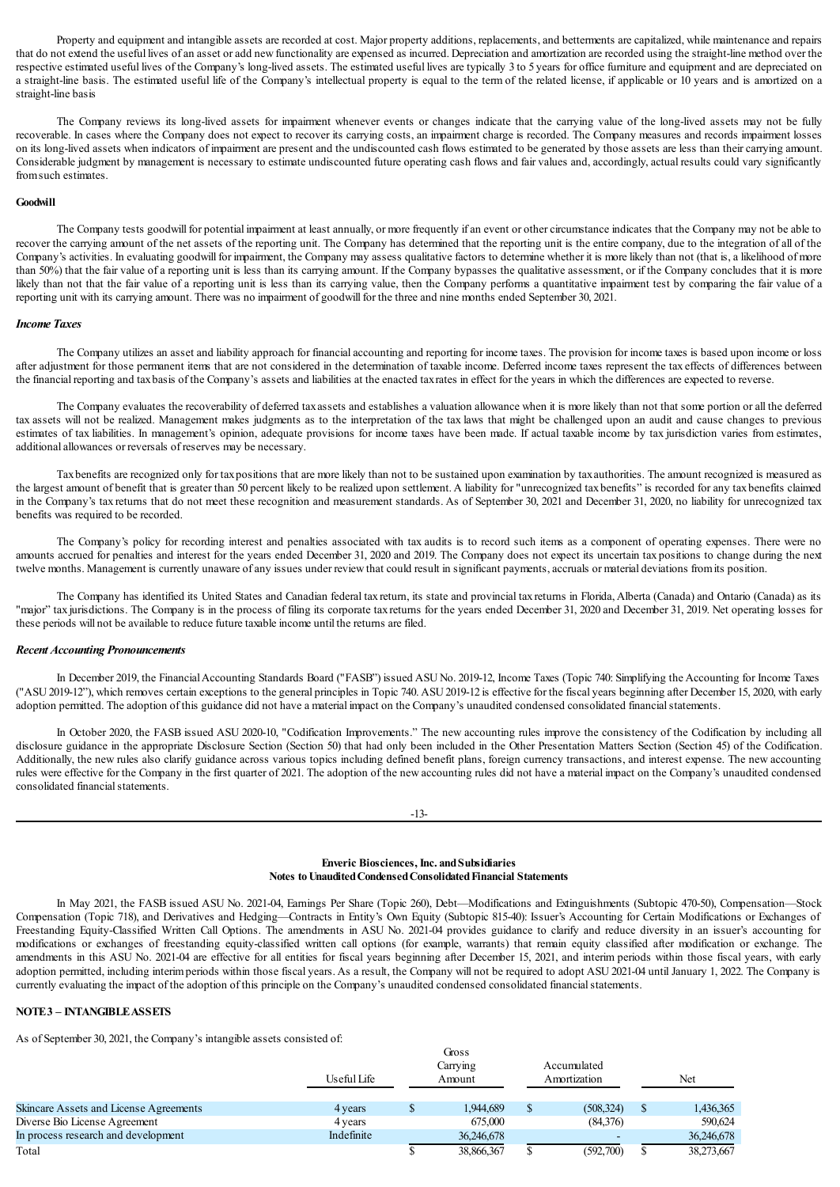Property and equipment and intangible assets are recorded at cost. Major property additions, replacements, and betterments are capitalized, while maintenance and repairs that do not extend the useful lives of an asset or add new functionality are expensed as incurred. Depreciation and amortization are recorded using the straight-line method over the respective estimated useful lives of the Company's long-lived assets. The estimated useful lives are typically 3 to 5 years for office furniture and equipment and are depreciated on a straight-line basis. The estimated useful life of the Company's intellectual property is equal to the term of the related license, if applicable or 10 years and is amortized on a straight-line basis

The Company reviews its long-lived assets for impairment whenever events or changes indicate that the carrying value of the long-lived assets may not be fully recoverable. In cases where the Company does not expect to recover its carrying costs, an impairment charge is recorded. The Company measures and records impairment losses on its long-lived assets when indicators of impairment are present and the undiscounted cash flows estimated to be generated by those assets are less than their carrying amount. Considerable judgment by management is necessary to estimate undiscounted future operating cash flows and fair values and, accordingly, actual results could vary significantly from such estimates.

**Goodwill**

The Company tests goodwill for potential impairment at least annually, or more frequently if an event or other circumstance indicates that the Company may not be able to recover the carrying amount of the net assets of the reporting unit. The Company has determined that the reporting unit is the entire company, due to the integration of all of the Company's activities. In evaluating goodwill for impairment, the Company may assess qualitative factors to determine whether it is more likely than not (that is, a likelihood of more than 50%) that the fair value of a reporting unit is less than its carrying amount. If the Company bypasses the qualitative assessment, or if the Company concludes that it is more likely than not that the fair value of a reporting unit is less than its carrying value, then the Company performs a quantitative impairment test by comparing the fair value of a reporting unit with its carrying amount. There was no impairment of goodwill for the three and nine months ended September 30, 2021.

***Income Taxes***

The Company utilizes an asset and liability approach for financial accounting and reporting for income taxes. The provision for income taxes is based upon income or loss after adjustment for those permanent items that are not considered in the determination of taxable income. Deferred income taxes represent the tax effects of differences between the financial reporting and tax basis of the Company's assets and liabilities at the enacted tax rates in effect for the years in which the differences are expected to reverse.

The Company evaluates the recoverability of deferred tax assets and establishes a valuation allowance when it is more likely than not that some portion or all the deferred tax assets will not be realized. Management makes judgments as to the interpretation of the tax laws that might be challenged upon an audit and cause changes to previous estimates of tax liabilities. In management's opinion, adequate provisions for income taxes have been made. If actual taxable income by tax jurisdiction varies from estimates, additional allowances or reversals of reserves may be necessary.

Tax benefits are recognized only for tax positions that are more likely than not to be sustained upon examination by tax authorities. The amount recognized is measured as the largest amount of benefit that is greater than 50 percent likely to be realized upon settlement. A liability for "unrecognized tax benefits" is recorded for any tax benefits claimed in the Company's tax returns that do not meet these recognition and measurement standards. As of September 30, 2021 and December 31, 2020, no liability for unrecognized tax benefits was required to be recorded.

The Company's policy for recording interest and penalties associated with tax audits is to record such items as a component of operating expenses. There were no amounts accrued for penalties and interest for the years ended December 31, 2020 and 2019. The Company does not expect its uncertain tax positions to change during the next twelve months. Management is currently unaware of any issues under review that could result in significant payments, accruals or material deviations from its position.

The Company has identified its United States and Canadian federal tax return, its state and provincial tax returns in Florida, Alberta (Canada) and Ontario (Canada) as its "major" tax jurisdictions. The Company is in the process of filing its corporate tax returns for the years ended December 31, 2020 and December 31, 2019. Net operating losses for these periods will not be available to reduce future taxable income until the returns are filed.

***Recent Accounting Pronouncements***

In December 2019, the Financial Accounting Standards Board ("FASB") issued ASU No. 2019-12, Income Taxes (Topic 740: Simplifying the Accounting for Income Taxes ("ASU 2019-12"), which removes certain exceptions to the general principles in Topic 740. ASU 2019-12 is effective for the fiscal years beginning after December 15, 2020, with early adoption permitted. The adoption of this guidance did not have a material impact on the Company's unaudited condensed consolidated financial statements.

In October 2020, the FASB issued ASU 2020-10, "Codification Improvements." The new accounting rules improve the consistency of the Codification by including all disclosure guidance in the appropriate Disclosure Section (Section 50) that had only been included in the Other Presentation Matters Section (Section 45) of the Codification. Additionally, the new rules also clarify guidance across various topics including defined benefit plans, foreign currency transactions, and interest expense. The new accounting rules were effective for the Company in the first quarter of 2021. The adoption of the new accounting rules did not have a material impact on the Company's unaudited condensed consolidated financial statements.

In May 2021, the FASB issued ASU No. 2021-04, Earnings Per Share (Topic 260), Debt—Modifications and Extinguishments (Subtopic 470-50), Compensation—Stock Compensation (Topic 718), and Derivatives and Hedging—Contracts in Entity's Own Equity (Subtopic 815-40): Issuer's Accounting for Certain Modifications or Exchanges of Freestanding Equity-Classified Written Call Options. The amendments in ASU No. 2021-04 provides guidance to clarify and reduce diversity in an issuer's accounting for modifications or exchanges of freestanding equity-classified written call options (for example, warrants) that remain equity classified after modification or exchange. The amendments in this ASU No. 2021-04 are effective for all entities for fiscal years beginning after December 15, 2021, and interim periods within those fiscal years, with early adoption permitted, including interim periods within those fiscal years. As a result, the Company will not be required to adopt ASU 2021-04 until January 1, 2022. The Company is currently evaluating the impact of the adoption of this principle on the Company's unaudited condensed consolidated financial statements.

**NOTE 3 – INTANGIBLE ASSETS**

As of September 30, 2021, the Company's intangible assets consisted of:

| | Useful Life | Gross Carrying Amount | Accumulated Amortization | Net |
|---|---|---|---|---|
| Skincare Assets and License Agreements | 4 years | $ 1,944,689 | $ (508,324) | $ 1,436,365 |
| Diverse Bio License Agreement | 4 years | 675,000 | (84,376) | 590,624 |
| In process research and development | Indefinite | 36,246,678 | - | 36,246,678 |
| Total | | $ 38,866,367 | $ (592,700) | $ 38,273,667 |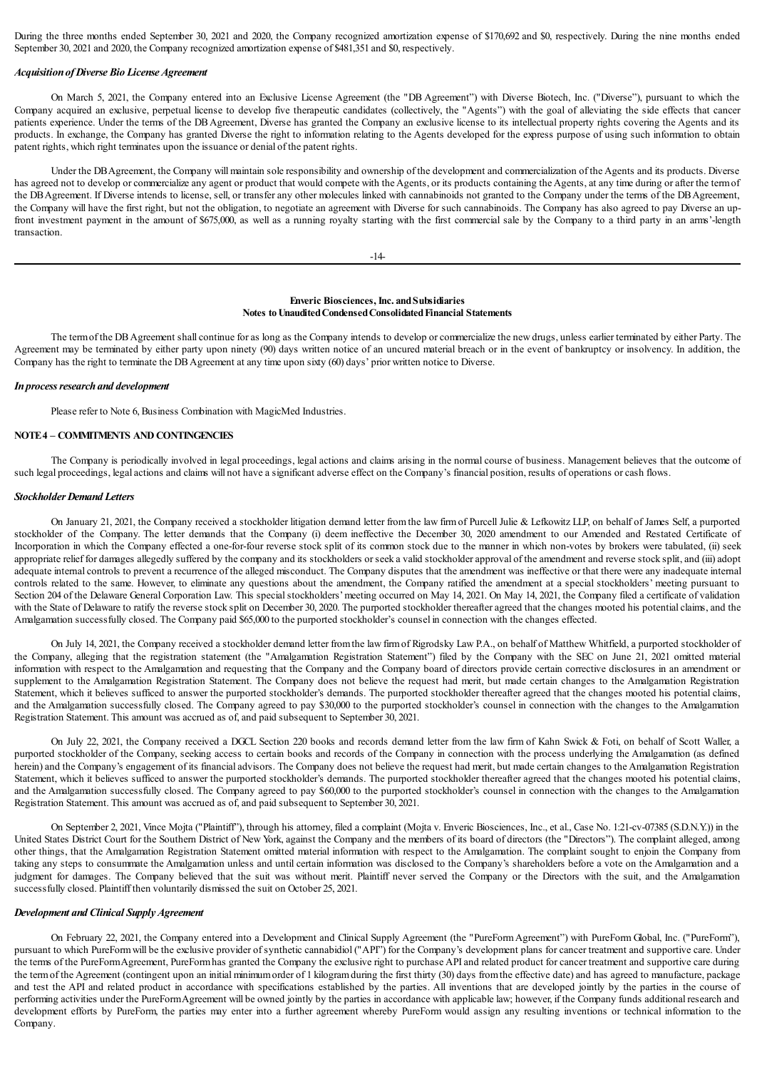During the three months ended September 30, 2021 and 2020, the Company recognized amortization expense of $170,692 and $0, respectively. During the nine months ended September 30, 2021 and 2020, the Company recognized amortization expense of $481,351 and $0, respectively.

***Acquisition of Diverse Bio License Agreement***

On March 5, 2021, the Company entered into an Exclusive License Agreement (the "DB Agreement") with Diverse Biotech, Inc. ("Diverse"), pursuant to which the Company acquired an exclusive, perpetual license to develop five therapeutic candidates (collectively, the "Agents") with the goal of alleviating the side effects that cancer patients experience. Under the terms of the DB Agreement, Diverse has granted the Company an exclusive license to its intellectual property rights covering the Agents and its products. In exchange, the Company has granted Diverse the right to information relating to the Agents developed for the express purpose of using such information to obtain patent rights, which right terminates upon the issuance or denial of the patent rights.

Under the DB Agreement, the Company will maintain sole responsibility and ownership of the development and commercialization of the Agents and its products. Diverse has agreed not to develop or commercialize any agent or product that would compete with the Agents, or its products containing the Agents, at any time during or after the term of the DB Agreement. If Diverse intends to license, sell, or transfer any other molecules linked with cannabinoids not granted to the Company under the terms of the DB Agreement, the Company will have the first right, but not the obligation, to negotiate an agreement with Diverse for such cannabinoids. The Company has also agreed to pay Diverse an up-front investment payment in the amount of $675,000, as well as a running royalty starting with the first commercial sale by the Company to a third party in an arms'-length transaction.

The term of the DB Agreement shall continue for as long as the Company intends to develop or commercialize the new drugs, unless earlier terminated by either Party. The Agreement may be terminated by either party upon ninety (90) days written notice of an uncured material breach or in the event of bankruptcy or insolvency. In addition, the Company has the right to terminate the DB Agreement at any time upon sixty (60) days' prior written notice to Diverse.

***In process research and development***

Please refer to Note 6, Business Combination with MagicMed Industries.

**NOTE 4 – COMMITMENTS AND CONTINGENCIES**

The Company is periodically involved in legal proceedings, legal actions and claims arising in the normal course of business. Management believes that the outcome of such legal proceedings, legal actions and claims will not have a significant adverse effect on the Company's financial position, results of operations or cash flows.

***Stockholder Demand Letters***

On January 21, 2021, the Company received a stockholder litigation demand letter from the law firm of Purcell Julie & Lefkowitz LLP, on behalf of James Self, a purported stockholder of the Company. The letter demands that the Company (i) deem ineffective the December 30, 2020 amendment to our Amended and Restated Certificate of Incorporation in which the Company effected a one-for-four reverse stock split of its common stock due to the manner in which non-votes by brokers were tabulated, (ii) seek appropriate relief for damages allegedly suffered by the company and its stockholders or seek a valid stockholder approval of the amendment and reverse stock split, and (iii) adopt adequate internal controls to prevent a recurrence of the alleged misconduct. The Company disputes that the amendment was ineffective or that there were any inadequate internal controls related to the same. However, to eliminate any questions about the amendment, the Company ratified the amendment at a special stockholders' meeting pursuant to Section 204 of the Delaware General Corporation Law. This special stockholders' meeting occurred on May 14, 2021. On May 14, 2021, the Company filed a certificate of validation with the State of Delaware to ratify the reverse stock split on December 30, 2020. The purported stockholder thereafter agreed that the changes mooted his potential claims, and the Amalgamation successfully closed. The Company paid $65,000 to the purported stockholder's counsel in connection with the changes effected.

On July 14, 2021, the Company received a stockholder demand letter from the law firm of Rigrodsky Law P.A., on behalf of Matthew Whitfield, a purported stockholder of the Company, alleging that the registration statement (the "Amalgamation Registration Statement") filed by the Company with the SEC on June 21, 2021 omitted material information with respect to the Amalgamation and requesting that the Company and the Company board of directors provide certain corrective disclosures in an amendment or supplement to the Amalgamation Registration Statement. The Company does not believe the request had merit, but made certain changes to the Amalgamation Registration Statement, which it believes sufficed to answer the purported stockholder's demands. The purported stockholder thereafter agreed that the changes mooted his potential claims, and the Amalgamation successfully closed. The Company agreed to pay $30,000 to the purported stockholder's counsel in connection with the changes to the Amalgamation Registration Statement. This amount was accrued as of, and paid subsequent to September 30, 2021.

On July 22, 2021, the Company received a DGCL Section 220 books and records demand letter from the law firm of Kahn Swick & Foti, on behalf of Scott Waller, a purported stockholder of the Company, seeking access to certain books and records of the Company in connection with the process underlying the Amalgamation (as defined herein) and the Company's engagement of its financial advisors. The Company does not believe the request had merit, but made certain changes to the Amalgamation Registration Statement, which it believes sufficed to answer the purported stockholder's demands. The purported stockholder thereafter agreed that the changes mooted his potential claims, and the Amalgamation successfully closed. The Company agreed to pay $60,000 to the purported stockholder's counsel in connection with the changes to the Amalgamation Registration Statement. This amount was accrued as of, and paid subsequent to September 30, 2021.

On September 2, 2021, Vince Mojta ("Plaintiff"), through his attorney, filed a complaint (Mojta v. Enveric Biosciences, Inc., et al., Case No. 1:21-cv-07385 (S.D.N.Y.)) in the United States District Court for the Southern District of New York, against the Company and the members of its board of directors (the "Directors"). The complaint alleged, among other things, that the Amalgamation Registration Statement omitted material information with respect to the Amalgamation. The complaint sought to enjoin the Company from taking any steps to consummate the Amalgamation unless and until certain information was disclosed to the Company's shareholders before a vote on the Amalgamation and a judgment for damages. The Company believed that the suit was without merit. Plaintiff never served the Company or the Directors with the suit, and the Amalgamation successfully closed. Plaintiff then voluntarily dismissed the suit on October 25, 2021.

***Development and Clinical Supply Agreement***

On February 22, 2021, the Company entered into a Development and Clinical Supply Agreement (the "PureForm Agreement") with PureForm Global, Inc. ("PureForm"), pursuant to which PureForm will be the exclusive provider of synthetic cannabidiol ("API") for the Company's development plans for cancer treatment and supportive care. Under the terms of the PureForm Agreement, PureForm has granted the Company the exclusive right to purchase API and related product for cancer treatment and supportive care during the term of the Agreement (contingent upon an initial minimum order of 1 kilogram during the first thirty (30) days from the effective date) and has agreed to manufacture, package and test the API and related product in accordance with specifications established by the parties. All inventions that are developed jointly by the parties in the course of performing activities under the PureForm Agreement will be owned jointly by the parties in accordance with applicable law; however, if the Company funds additional research and development efforts by PureForm, the parties may enter into a further agreement whereby PureForm would assign any resulting inventions or technical information to the Company.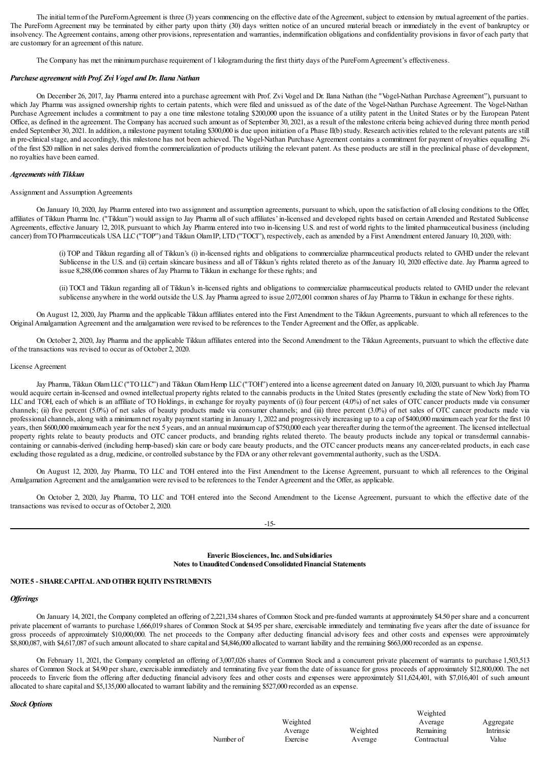The initial term of the PureForm Agreement is three (3) years commencing on the effective date of the Agreement, subject to extension by mutual agreement of the parties. The PureForm Agreement may be terminated by either party upon thirty (30) days written notice of an uncured material breach or immediately in the event of bankruptcy or insolvency. The Agreement contains, among other provisions, representation and warranties, indemnification obligations and confidentiality provisions in favor of each party that are customary for an agreement of this nature.

The Company has met the minimum purchase requirement of 1 kilogram during the first thirty days of the PureForm Agreement's effectiveness.

***Purchase agreement with Prof. Zvi Vogel and Dr. Ilana Nathan***

On December 26, 2017, Jay Pharma entered into a purchase agreement with Prof. Zvi Vogel and Dr. Ilana Nathan (the "Vogel-Nathan Purchase Agreement"), pursuant to which Jay Pharma was assigned ownership rights to certain patents, which were filed and unissued as of the date of the Vogel-Nathan Purchase Agreement. The Vogel-Nathan Purchase Agreement includes a commitment to pay a one time milestone totaling $200,000 upon the issuance of a utility patent in the United States or by the European Patent Office, as defined in the agreement. The Company has accrued such amount as of September 30, 2021, as a result of the milestone criteria being achieved during three month period ended September 30, 2021. In addition, a milestone payment totaling $300,000 is due upon initiation of a Phase II(b) study. Research activities related to the relevant patents are still in pre-clinical stage, and accordingly, this milestone has not been achieved. The Vogel-Nathan Purchase Agreement contains a commitment for payment of royalties equalling 2% of the first $20 million in net sales derived from the commercialization of products utilizing the relevant patent. As these products are still in the preclinical phase of development, no royalties have been earned.

***Agreements with Tikkun***

Assignment and Assumption Agreements

On January 10, 2020, Jay Pharma entered into two assignment and assumption agreements, pursuant to which, upon the satisfaction of all closing conditions to the Offer, affiliates of Tikkun Pharma Inc. ("Tikkun") would assign to Jay Pharma all of such affiliates' in-licensed and developed rights based on certain Amended and Restated Sublicense Agreements, effective January 12, 2018, pursuant to which Jay Pharma entered into two in-licensing U.S. and rest of world rights to the limited pharmaceutical business (including cancer) from TO Pharmaceuticals USA LLC ("TOP") and Tikkun Olam IP, LTD ("TOCI"), respectively, each as amended by a First Amendment entered January 10, 2020, with:

(i) TOP and Tikkun regarding all of Tikkun's (i) in-licensed rights and obligations to commercialize pharmaceutical products related to GVHD under the relevant Sublicense in the U.S. and (ii) certain skincare business and all of Tikkun's rights related thereto as of the January 10, 2020 effective date. Jay Pharma agreed to issue 8,288,006 common shares of Jay Pharma to Tikkun in exchange for these rights; and

(ii) TOCI and Tikkun regarding all of Tikkun's in-licensed rights and obligations to commercialize pharmaceutical products related to GVHD under the relevant sublicense anywhere in the world outside the U.S. Jay Pharma agreed to issue 2,072,001 common shares of Jay Pharma to Tikkun in exchange for these rights.

On August 12, 2020, Jay Pharma and the applicable Tikkun affiliates entered into the First Amendment to the Tikkun Agreements, pursuant to which all references to the Original Amalgamation Agreement and the amalgamation were revised to be references to the Tender Agreement and the Offer, as applicable.

On October 2, 2020, Jay Pharma and the applicable Tikkun affiliates entered into the Second Amendment to the Tikkun Agreements, pursuant to which the effective date of the transactions was revised to occur as of October 2, 2020.

License Agreement

Jay Pharma, Tikkun Olam LLC ("TO LLC") and Tikkun Olam Hemp LLC ("TOH") entered into a license agreement dated on January 10, 2020, pursuant to which Jay Pharma would acquire certain in-licensed and owned intellectual property rights related to the cannabis products in the United States (presently excluding the state of New York) from TO LLC and TOH, each of which is an affiliate of TO Holdings, in exchange for royalty payments of (i) four percent (4.0%) of net sales of OTC cancer products made via consumer channels; (ii) five percent (5.0%) of net sales of beauty products made via consumer channels; and (iii) three percent (3.0%) of net sales of OTC cancer products made via professional channels, along with a minimum net royalty payment starting in January 1, 2022 and progressively increasing up to a cap of $400,000 maximum each year for the first 10 years, then $600,000 maximum each year for the next 5 years, and an annual maximum cap of $750,000 each year thereafter during the term of the agreement. The licensed intellectual property rights relate to beauty products and OTC cancer products, and branding rights related thereto. The beauty products include any topical or transdermal cannabis-containing or cannabis-derived (including hemp-based) skin care or body care beauty products, and the OTC cancer products means any cancer-related products, in each case excluding those regulated as a drug, medicine, or controlled substance by the FDA or any other relevant governmental authority, such as the USDA.

On August 12, 2020, Jay Pharma, TO LLC and TOH entered into the First Amendment to the License Agreement, pursuant to which all references to the Original Amalgamation Agreement and the amalgamation were revised to be references to the Tender Agreement and the Offer, as applicable.

On October 2, 2020, Jay Pharma, TO LLC and TOH entered into the Second Amendment to the License Agreement, pursuant to which the effective date of the transactions was revised to occur as of October 2, 2020.

**Enveric Biosciences, Inc. and Subsidiaries**
**Notes to Unaudited Condensed Consolidated Financial Statements**

## NOTE 5 - SHARE CAPITAL AND OTHER EQUITY INSTRUMENTS

***Offerings***

On January 14, 2021, the Company completed an offering of 2,221,334 shares of Common Stock and pre-funded warrants at approximately $4.50 per share and a concurrent private placement of warrants to purchase 1,666,019 shares of Common Stock at $4.95 per share, exercisable immediately and terminating five years after the date of issuance for gross proceeds of approximately $10,000,000. The net proceeds to the Company after deducting financial advisory fees and other costs and expenses were approximately $8,800,087, with $4,617,087 of such amount allocated to share capital and $4,846,000 allocated to warrant liability and the remaining $663,000 recorded as an expense.

On February 11, 2021, the Company completed an offering of 3,007,026 shares of Common Stock and a concurrent private placement of warrants to purchase 1,503,513 shares of Common Stock at $4.90 per share, exercisable immediately and terminating five year from the date of issuance for gross proceeds of approximately $12,800,000. The net proceeds to Enveric from the offering after deducting financial advisory fees and other costs and expenses were approximately $11,624,401, with $7,016,401 of such amount allocated to share capital and $5,135,000 allocated to warrant liability and the remaining $527,000 recorded as an expense.

***Stock Options***

| | Number of | Weighted Average Exercise | Weighted Average | Weighted Average Remaining Contractual | Aggregate Intrinsic Value |
|---|---|---|---|---|---|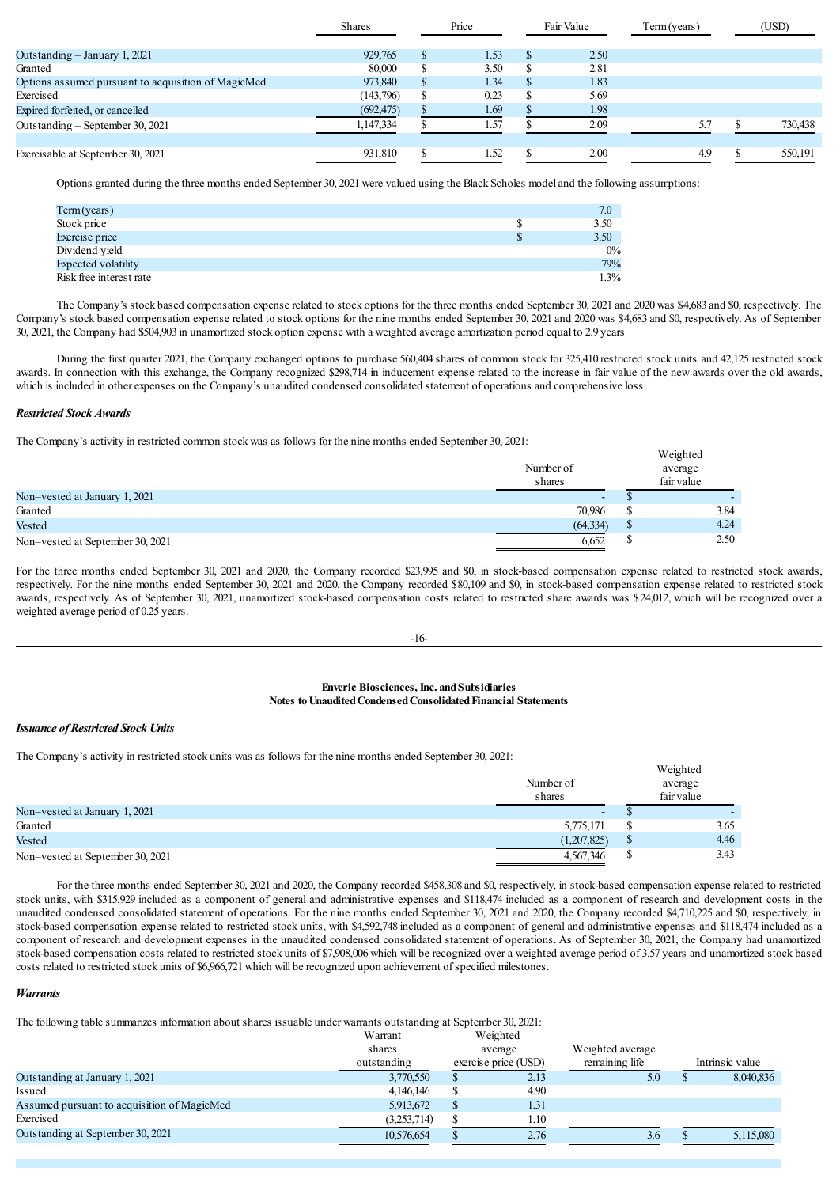| | Shares | Price | Fair Value | Term (years) | (USD) |
|---|---|---|---|---|---|
| Outstanding – January 1, 2021 | 929,765 | $ 1.53 | $ 2.50 | | |
| Granted | 80,000 | $ 3.50 | $ 2.81 | | |
| Options assumed pursuant to acquisition of MagicMed | 973,840 | $ 1.34 | $ 1.83 | | |
| Exercised | (143,796) | $ 0.23 | $ 5.69 | | |
| Expired forfeited, or cancelled | (692,475) | $ 1.69 | $ 1.98 | | |
| Outstanding – September 30, 2021 | 1,147,334 | $ 1.57 | $ 2.09 | 5.7 | $ 730,438 |
| | | | | | |
| Exercisable at September 30, 2021 | 931,810 | $ 1.52 | $ 2.00 | 4.9 | $ 550,191 |

Options granted during the three months ended September 30, 2021 were valued using the Black Scholes model and the following assumptions:

| | |
|---|---|
| Term (years) | 7.0 |
| Stock price | $ 3.50 |
| Exercise price | $ 3.50 |
| Dividend yield | 0% |
| Expected volatility | 79% |
| Risk free interest rate | 1.3% |

The Company's stock based compensation expense related to stock options for the three months ended September 30, 2021 and 2020 was $4,683 and $0, respectively. The Company's stock based compensation expense related to stock options for the nine months ended September 30, 2021 and 2020 was $4,683 and $0, respectively. As of September 30, 2021, the Company had $504,903 in unamortized stock option expense with a weighted average amortization period equal to 2.9 years

During the first quarter 2021, the Company exchanged options to purchase 560,404 shares of common stock for 325,410 restricted stock units and 42,125 restricted stock awards. In connection with this exchange, the Company recognized $298,714 in inducement expense related to the increase in fair value of the new awards over the old awards, which is included in other expenses on the Company's unaudited condensed consolidated statement of operations and comprehensive loss.

***Restricted Stock Awards***

The Company's activity in restricted common stock was as follows for the nine months ended September 30, 2021:

| | Number of shares | Weighted average fair value |
|---|---|---|
| Non–vested at January 1, 2021 | - | $ - |
| Granted | 70,986 | $ 3.84 |
| Vested | (64,334) | $ 4.24 |
| Non–vested at September 30, 2021 | 6,652 | $ 2.50 |

For the three months ended September 30, 2021 and 2020, the Company recorded $23,995 and $0, in stock-based compensation expense related to restricted stock awards, respectively. For the nine months ended September 30, 2021 and 2020, the Company recorded $80,109 and $0, in stock-based compensation expense related to restricted stock awards, respectively. As of September 30, 2021, unamortized stock-based compensation costs related to restricted share awards was $24,012, which will be recognized over a weighted average period of 0.25 years.

**Enveric Biosciences, Inc. and Subsidiaries**
**Notes to Unaudited Condensed Consolidated Financial Statements**

***Issuance of Restricted Stock Units***

The Company's activity in restricted stock units was as follows for the nine months ended September 30, 2021:

| | Number of shares | Weighted average fair value |
|---|---|---|
| Non–vested at January 1, 2021 | - | $ - |
| Granted | 5,775,171 | $ 3.65 |
| Vested | (1,207,825) | $ 4.46 |
| Non–vested at September 30, 2021 | 4,567,346 | $ 3.43 |

For the three months ended September 30, 2021 and 2020, the Company recorded $458,308 and $0, respectively, in stock-based compensation expense related to restricted stock units, with $315,929 included as a component of general and administrative expenses and $118,474 included as a component of research and development costs in the unaudited condensed consolidated statement of operations. For the nine months ended September 30, 2021 and 2020, the Company recorded $4,710,225 and $0, respectively, in stock-based compensation expense related to restricted stock units, with $4,592,748 included as a component of general and administrative expenses and $118,474 included as a component of research and development expenses in the unaudited condensed consolidated statement of operations. As of September 30, 2021, the Company had unamortized stock-based compensation costs related to restricted stock units of $7,908,006 which will be recognized over a weighted average period of 3.57 years and unamortized stock based costs related to restricted stock units of $6,966,721 which will be recognized upon achievement of specified milestones.

***Warrants***

The following table summarizes information about shares issuable under warrants outstanding at September 30, 2021:

| | Warrant shares outstanding | Weighted average exercise price (USD) | Weighted average remaining life | Intrinsic value |
|---|---|---|---|---|
| Outstanding at January 1, 2021 | 3,770,550 | $ 2.13 | 5.0 | $ 8,040,836 |
| Issued | 4,146,146 | $ 4.90 | | |
| Assumed pursuant to acquisition of MagicMed | 5,913,672 | $ 1.31 | | |
| Exercised | (3,253,714) | $ 1.10 | | |
| Outstanding at September 30, 2021 | 10,576,654 | $ 2.76 | 3.6 | $ 5,115,080 |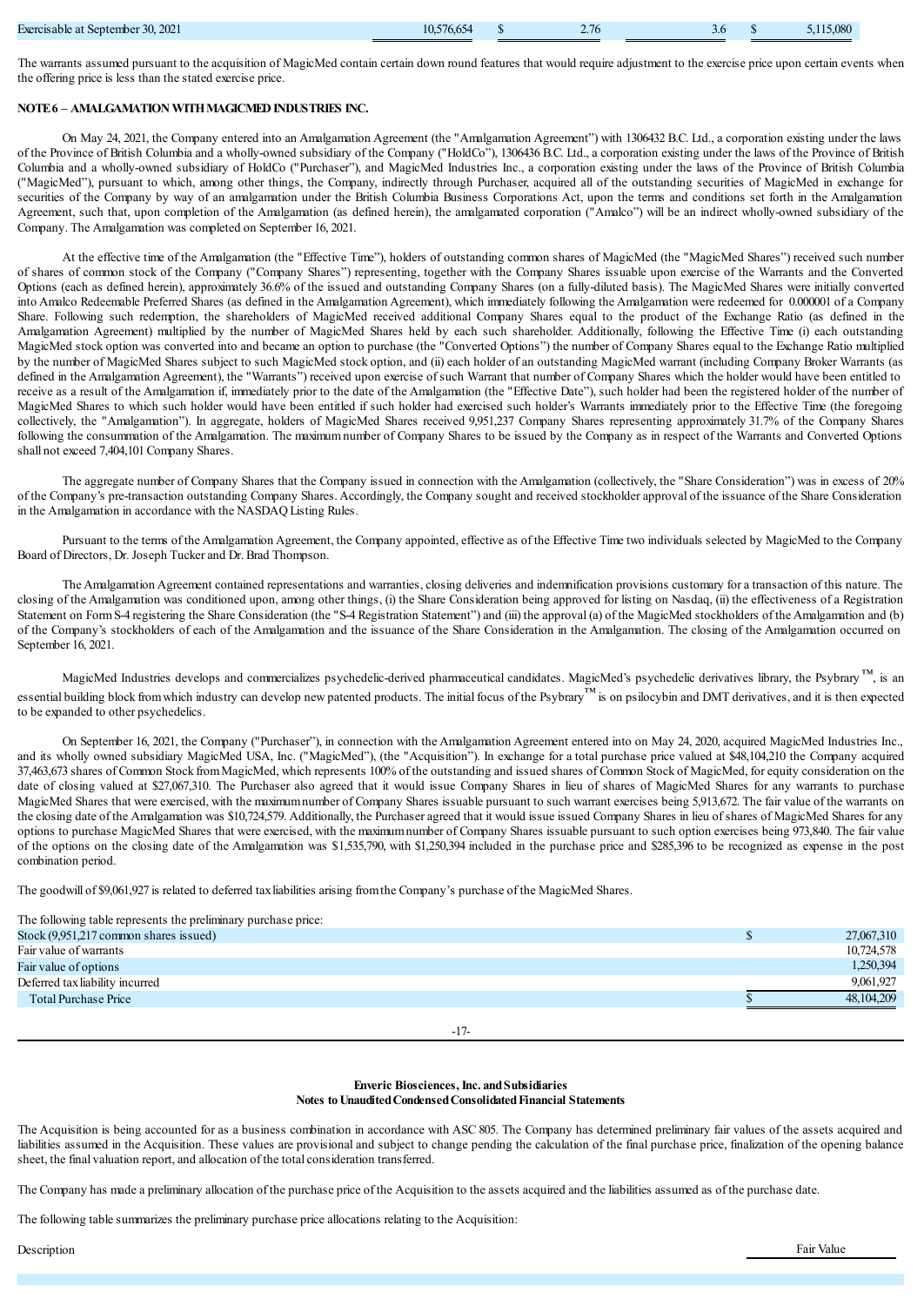| Exercisable at September 30, 2021 | 10,576,654 | $ | 2.76 | 3.6 | $ | 5,115,080 |
|---|---|---|---|---|---|---|

The warrants assumed pursuant to the acquisition of MagicMed contain certain down round features that would require adjustment to the exercise price upon certain events when the offering price is less than the stated exercise price.

**NOTE 6 – AMALGAMATION WITH MAGICMED INDUSTRIES INC.**

On May 24, 2021, the Company entered into an Amalgamation Agreement (the "Amalgamation Agreement") with 1306432 B.C. Ltd., a corporation existing under the laws of the Province of British Columbia and a wholly-owned subsidiary of the Company ("HoldCo"), 1306436 B.C. Ltd., a corporation existing under the laws of the Province of British Columbia and a wholly-owned subsidiary of HoldCo ("Purchaser"), and MagicMed Industries Inc., a corporation existing under the laws of the Province of British Columbia ("MagicMed"), pursuant to which, among other things, the Company, indirectly through Purchaser, acquired all of the outstanding securities of MagicMed in exchange for securities of the Company by way of an amalgamation under the British Columbia Business Corporations Act, upon the terms and conditions set forth in the Amalgamation Agreement, such that, upon completion of the Amalgamation (as defined herein), the amalgamated corporation ("Amalco") will be an indirect wholly-owned subsidiary of the Company. The Amalgamation was completed on September 16, 2021.

At the effective time of the Amalgamation (the "Effective Time"), holders of outstanding common shares of MagicMed (the "MagicMed Shares") received such number of shares of common stock of the Company ("Company Shares") representing, together with the Company Shares issuable upon exercise of the Warrants and the Converted Options (each as defined herein), approximately 36.6% of the issued and outstanding Company Shares (on a fully-diluted basis). The MagicMed Shares were initially converted into Amalco Redeemable Preferred Shares (as defined in the Amalgamation Agreement), which immediately following the Amalgamation were redeemed for 0.000001 of a Company Share. Following such redemption, the shareholders of MagicMed received additional Company Shares equal to the product of the Exchange Ratio (as defined in the Amalgamation Agreement) multiplied by the number of MagicMed Shares held by each such shareholder. Additionally, following the Effective Time (i) each outstanding MagicMed stock option was converted into and became an option to purchase (the "Converted Options") the number of Company Shares equal to the Exchange Ratio multiplied by the number of MagicMed Shares subject to such MagicMed stock option, and (ii) each holder of an outstanding MagicMed warrant (including Company Broker Warrants (as defined in the Amalgamation Agreement), the "Warrants") received upon exercise of such Warrant that number of Company Shares which the holder would have been entitled to receive as a result of the Amalgamation if, immediately prior to the date of the Amalgamation (the "Effective Date"), such holder had been the registered holder of the number of MagicMed Shares to which such holder would have been entitled if such holder had exercised such holder's Warrants immediately prior to the Effective Time (the foregoing collectively, the "Amalgamation"). In aggregate, holders of MagicMed Shares received 9,951,237 Company Shares representing approximately 31.7% of the Company Shares following the consummation of the Amalgamation. The maximum number of Company Shares to be issued by the Company as in respect of the Warrants and Converted Options shall not exceed 7,404,101 Company Shares.

The aggregate number of Company Shares that the Company issued in connection with the Amalgamation (collectively, the "Share Consideration") was in excess of 20% of the Company's pre-transaction outstanding Company Shares. Accordingly, the Company sought and received stockholder approval of the issuance of the Share Consideration in the Amalgamation in accordance with the NASDAQ Listing Rules.

Pursuant to the terms of the Amalgamation Agreement, the Company appointed, effective as of the Effective Time two individuals selected by MagicMed to the Company Board of Directors, Dr. Joseph Tucker and Dr. Brad Thompson.

The Amalgamation Agreement contained representations and warranties, closing deliveries and indemnification provisions customary for a transaction of this nature. The closing of the Amalgamation was conditioned upon, among other things, (i) the Share Consideration being approved for listing on Nasdaq, (ii) the effectiveness of a Registration Statement on Form S-4 registering the Share Consideration (the "S-4 Registration Statement") and (iii) the approval (a) of the MagicMed stockholders of the Amalgamation and (b) of the Company's stockholders of each of the Amalgamation and the issuance of the Share Consideration in the Amalgamation. The closing of the Amalgamation occurred on September 16, 2021.

MagicMed Industries develops and commercializes psychedelic-derived pharmaceutical candidates. MagicMed's psychedelic derivatives library, the Psybrary™, is an essential building block from which industry can develop new patented products. The initial focus of the Psybrary™ is on psilocybin and DMT derivatives, and it is then expected to be expanded to other psychedelics.

On September 16, 2021, the Company ("Purchaser"), in connection with the Amalgamation Agreement entered into on May 24, 2020, acquired MagicMed Industries Inc., and its wholly owned subsidiary MagicMed USA, Inc. ("MagicMed"), (the "Acquisition"). In exchange for a total purchase price valued at $48,104,210 the Company acquired 37,463,673 shares of Common Stock from MagicMed, which represents 100% of the outstanding and issued shares of Common Stock of MagicMed, for equity consideration on the date of closing valued at $27,067,310. The Purchaser also agreed that it would issue Company Shares in lieu of shares of MagicMed Shares for any warrants to purchase MagicMed Shares that were exercised, with the maximum number of Company Shares issuable pursuant to such warrant exercises being 5,913,672. The fair value of the warrants on the closing date of the Amalgamation was $10,724,579. Additionally, the Purchaser agreed that it would issue issued Company Shares in lieu of shares of MagicMed Shares for any options to purchase MagicMed Shares that were exercised, with the maximum number of Company Shares issuable pursuant to such option exercises being 973,840. The fair value of the options on the closing date of the Amalgamation was $1,535,790, with $1,250,394 included in the purchase price and $285,396 to be recognized as expense in the post combination period.

The goodwill of $9,061,927 is related to deferred tax liabilities arising from the Company's purchase of the MagicMed Shares.

The following table represents the preliminary purchase price:

| | | |
|---|---|---|
| Stock (9,951,217 common shares issued) | $ | 27,067,310 |
| Fair value of warrants | | 10,724,578 |
| Fair value of options | | 1,250,394 |
| Deferred tax liability incurred | | 9,061,927 |
| Total Purchase Price | $ | 48,104,209 |

**Enveric Biosciences, Inc. and Subsidiaries**
**Notes to Unaudited Condensed Consolidated Financial Statements**

The Acquisition is being accounted for as a business combination in accordance with ASC 805. The Company has determined preliminary fair values of the assets acquired and liabilities assumed in the Acquisition. These values are provisional and subject to change pending the calculation of the final purchase price, finalization of the opening balance sheet, the final valuation report, and allocation of the total consideration transferred.

The Company has made a preliminary allocation of the purchase price of the Acquisition to the assets acquired and the liabilities assumed as of the purchase date.

The following table summarizes the preliminary purchase price allocations relating to the Acquisition:

| Description | Fair Value |
|---|---|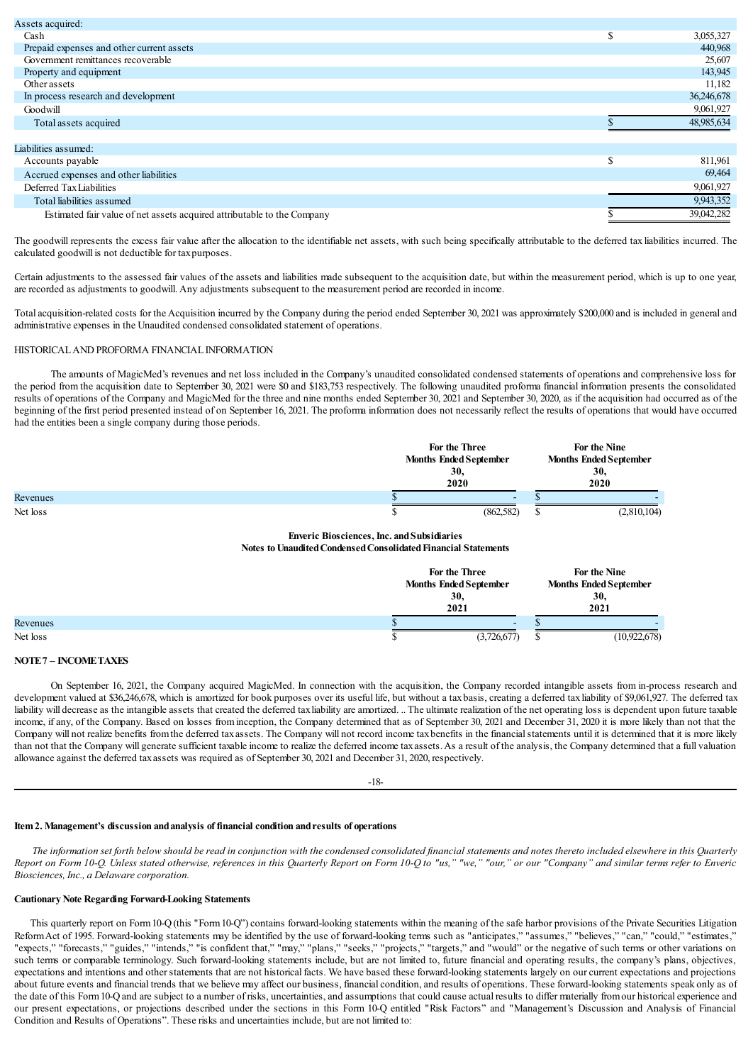| | | |
|---|---|---|
| Assets acquired: | | |
| Cash | $ | 3,055,327 |
| Prepaid expenses and other current assets | | 440,968 |
| Government remittances recoverable | | 25,607 |
| Property and equipment | | 143,945 |
| Other assets | | 11,182 |
| In process research and development | | 36,246,678 |
| Goodwill | | 9,061,927 |
| Total assets acquired | $ | 48,985,634 |
| | | |
| Liabilities assumed: | | |
| Accounts payable | $ | 811,961 |
| Accrued expenses and other liabilities | | 69,464 |
| Deferred Tax Liabilities | | 9,061,927 |
| Total liabilities assumed | | 9,943,352 |
| Estimated fair value of net assets acquired attributable to the Company | $ | 39,042,282 |

The goodwill represents the excess fair value after the allocation to the identifiable net assets, with such being specifically attributable to the deferred tax liabilities incurred. The calculated goodwill is not deductible for tax purposes.

Certain adjustments to the assessed fair values of the assets and liabilities made subsequent to the acquisition date, but within the measurement period, which is up to one year, are recorded as adjustments to goodwill. Any adjustments subsequent to the measurement period are recorded in income.

Total acquisition-related costs for the Acquisition incurred by the Company during the period ended September 30, 2021 was approximately $200,000 and is included in general and administrative expenses in the Unaudited condensed consolidated statement of operations.

HISTORICAL AND PROFORMA FINANCIAL INFORMATION

The amounts of MagicMed's revenues and net loss included in the Company's unaudited consolidated condensed statements of operations and comprehensive loss for the period from the acquisition date to September 30, 2021 were $0 and $183,753 respectively. The following unaudited proforma financial information presents the consolidated results of operations of the Company and MagicMed for the three and nine months ended September 30, 2021 and September 30, 2020, as if the acquisition had occurred as of the beginning of the first period presented instead of on September 16, 2021. The proforma information does not necessarily reflect the results of operations that would have occurred had the entities been a single company during those periods.

| | For the Three Months Ended September 30, 2020 | For the Nine Months Ended September 30, 2020 |
|---|---|---|
| Revenues | $ - | $ - |
| Net loss | $ (862,582) | $ (2,810,104) |

**Enveric Biosciences, Inc. and Subsidiaries**
**Notes to Unaudited Condensed Consolidated Financial Statements**

| | For the Three Months Ended September 30, 2021 | For the Nine Months Ended September 30, 2021 |
|---|---|---|
| Revenues | $ - | $ - |
| Net loss | $ (3,726,677) | $ (10,922,678) |

**NOTE 7 – INCOME TAXES**

On September 16, 2021, the Company acquired MagicMed. In connection with the acquisition, the Company recorded intangible assets from in-process research and development valued at $36,246,678, which is amortized for book purposes over its useful life, but without a tax basis, creating a deferred tax liability of $9,061,927. The deferred tax liability will decrease as the intangible assets that created the deferred tax liability are amortized. .. The ultimate realization of the net operating loss is dependent upon future taxable income, if any, of the Company. Based on losses from inception, the Company determined that as of September 30, 2021 and December 31, 2020 it is more likely than not that the Company will not realize benefits from the deferred tax assets. The Company will not record income tax benefits in the financial statements until it is determined that it is more likely than not that the Company will generate sufficient taxable income to realize the deferred income tax assets. As a result of the analysis, the Company determined that a full valuation allowance against the deferred tax assets was required as of September 30, 2021 and December 31, 2020, respectively.

**Item 2. Management's discussion and analysis of financial condition and results of operations**

*The information set forth below should be read in conjunction with the condensed consolidated financial statements and notes thereto included elsewhere in this Quarterly Report on Form 10-Q. Unless stated otherwise, references in this Quarterly Report on Form 10-Q to "us," "we," "our," or our "Company" and similar terms refer to Enveric Biosciences, Inc., a Delaware corporation.*

**Cautionary Note Regarding Forward-Looking Statements**

This quarterly report on Form 10-Q (this "Form 10-Q") contains forward-looking statements within the meaning of the safe harbor provisions of the Private Securities Litigation Reform Act of 1995. Forward-looking statements may be identified by the use of forward-looking terms such as "anticipates," "assumes," "believes," "can," "could," "estimates," "expects," "forecasts," "guides," "intends," "is confident that," "may," "plans," "seeks," "projects," "targets," and "would" or the negative of such terms or other variations on such terms or comparable terminology. Such forward-looking statements include, but are not limited to, future financial and operating results, the company's plans, objectives, expectations and intentions and other statements that are not historical facts. We have based these forward-looking statements largely on our current expectations and projections about future events and financial trends that we believe may affect our business, financial condition, and results of operations. These forward-looking statements speak only as of the date of this Form 10-Q and are subject to a number of risks, uncertainties, and assumptions that could cause actual results to differ materially from our historical experience and our present expectations, or projections described under the sections in this Form 10-Q entitled "Risk Factors" and "Management's Discussion and Analysis of Financial Condition and Results of Operations". These risks and uncertainties include, but are not limited to: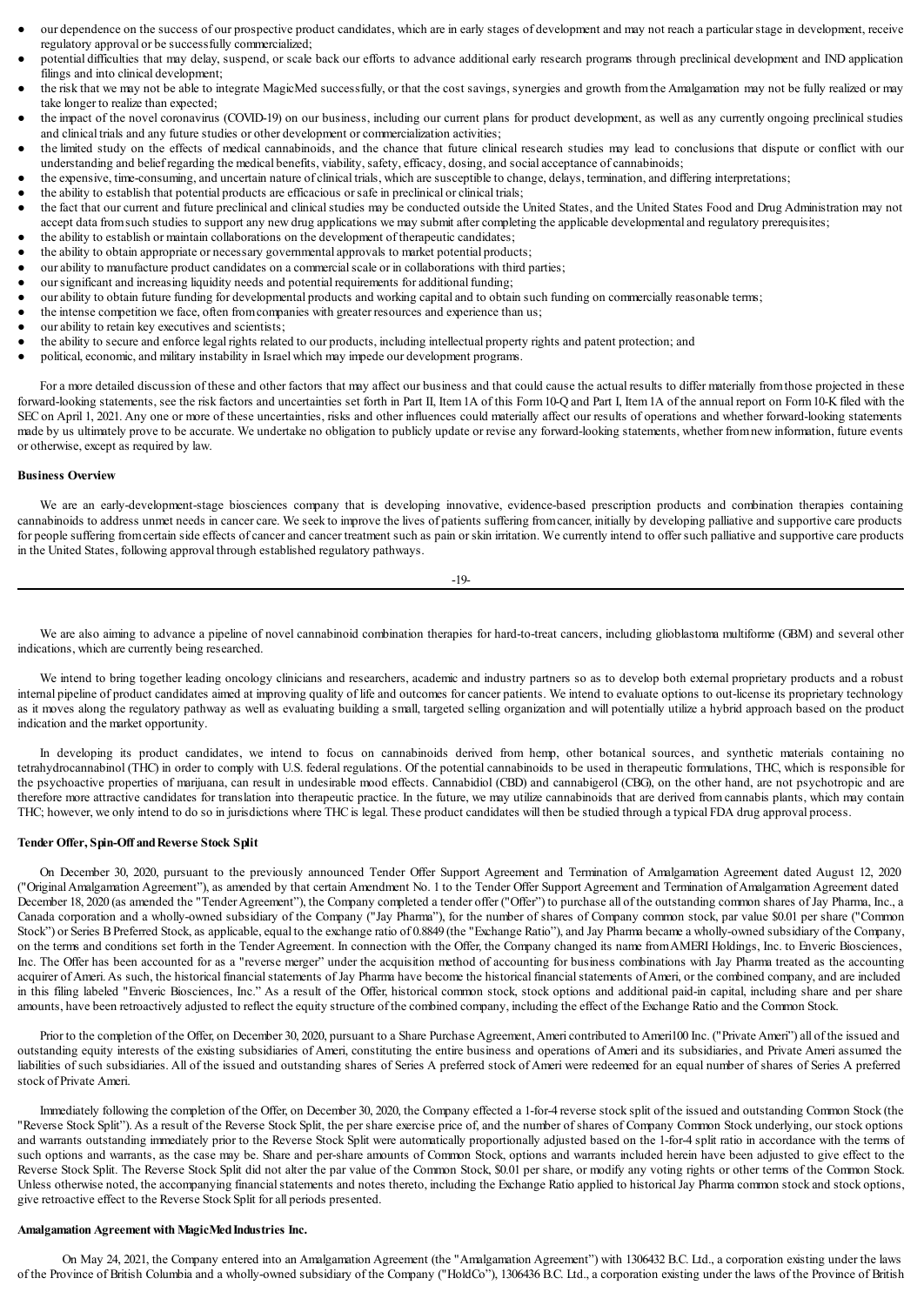- our dependence on the success of our prospective product candidates, which are in early stages of development and may not reach a particular stage in development, receive regulatory approval or be successfully commercialized;
- potential difficulties that may delay, suspend, or scale back our efforts to advance additional early research programs through preclinical development and IND application filings and into clinical development;
- the risk that we may not be able to integrate MagicMed successfully, or that the cost savings, synergies and growth from the Amalgamation may not be fully realized or may take longer to realize than expected;
- the impact of the novel coronavirus (COVID-19) on our business, including our current plans for product development, as well as any currently ongoing preclinical studies and clinical trials and any future studies or other development or commercialization activities;
- the limited study on the effects of medical cannabinoids, and the chance that future clinical research studies may lead to conclusions that dispute or conflict with our understanding and belief regarding the medical benefits, viability, safety, efficacy, dosing, and social acceptance of cannabinoids;
- the expensive, time-consuming, and uncertain nature of clinical trials, which are susceptible to change, delays, termination, and differing interpretations;
- the ability to establish that potential products are efficacious or safe in preclinical or clinical trials;
- the fact that our current and future preclinical and clinical studies may be conducted outside the United States, and the United States Food and Drug Administration may not accept data from such studies to support any new drug applications we may submit after completing the applicable developmental and regulatory prerequisites;
- the ability to establish or maintain collaborations on the development of therapeutic candidates;
- the ability to obtain appropriate or necessary governmental approvals to market potential products;
- our ability to manufacture product candidates on a commercial scale or in collaborations with third parties;
- our significant and increasing liquidity needs and potential requirements for additional funding;
- our ability to obtain future funding for developmental products and working capital and to obtain such funding on commercially reasonable terms;
- the intense competition we face, often from companies with greater resources and experience than us;
- our ability to retain key executives and scientists;
- the ability to secure and enforce legal rights related to our products, including intellectual property rights and patent protection; and
- political, economic, and military instability in Israel which may impede our development programs.

For a more detailed discussion of these and other factors that may affect our business and that could cause the actual results to differ materially from those projected in these forward-looking statements, see the risk factors and uncertainties set forth in Part II, Item 1A of this Form 10-Q and Part I, Item 1A of the annual report on Form 10-K filed with the SEC on April 1, 2021. Any one or more of these uncertainties, risks and other influences could materially affect our results of operations and whether forward-looking statements made by us ultimately prove to be accurate. We undertake no obligation to publicly update or revise any forward-looking statements, whether from new information, future events or otherwise, except as required by law.

**Business Overview**

We are an early-development-stage biosciences company that is developing innovative, evidence-based prescription products and combination therapies containing cannabinoids to address unmet needs in cancer care. We seek to improve the lives of patients suffering from cancer, initially by developing palliative and supportive care products for people suffering from certain side effects of cancer and cancer treatment such as pain or skin irritation. We currently intend to offer such palliative and supportive care products in the United States, following approval through established regulatory pathways.

We are also aiming to advance a pipeline of novel cannabinoid combination therapies for hard-to-treat cancers, including glioblastoma multiforme (GBM) and several other indications, which are currently being researched.

We intend to bring together leading oncology clinicians and researchers, academic and industry partners so as to develop both external proprietary products and a robust internal pipeline of product candidates aimed at improving quality of life and outcomes for cancer patients. We intend to evaluate options to out-license its proprietary technology as it moves along the regulatory pathway as well as evaluating building a small, targeted selling organization and will potentially utilize a hybrid approach based on the product indication and the market opportunity.

In developing its product candidates, we intend to focus on cannabinoids derived from hemp, other botanical sources, and synthetic materials containing no tetrahydrocannabinol (THC) in order to comply with U.S. federal regulations. Of the potential cannabinoids to be used in therapeutic formulations, THC, which is responsible for the psychoactive properties of marijuana, can result in undesirable mood effects. Cannabidiol (CBD) and cannabigerol (CBG), on the other hand, are not psychotropic and are therefore more attractive candidates for translation into therapeutic practice. In the future, we may utilize cannabinoids that are derived from cannabis plants, which may contain THC; however, we only intend to do so in jurisdictions where THC is legal. These product candidates will then be studied through a typical FDA drug approval process.

**Tender Offer, Spin-Off and Reverse Stock Split**

On December 30, 2020, pursuant to the previously announced Tender Offer Support Agreement and Termination of Amalgamation Agreement dated August 12, 2020 ("Original Amalgamation Agreement"), as amended by that certain Amendment No. 1 to the Tender Offer Support Agreement and Termination of Amalgamation Agreement dated December 18, 2020 (as amended the "Tender Agreement"), the Company completed a tender offer ("Offer") to purchase all of the outstanding common shares of Jay Pharma, Inc., a Canada corporation and a wholly-owned subsidiary of the Company ("Jay Pharma"), for the number of shares of Company common stock, par value $0.01 per share ("Common Stock") or Series B Preferred Stock, as applicable, equal to the exchange ratio of 0.8849 (the "Exchange Ratio"), and Jay Pharma became a wholly-owned subsidiary of the Company, on the terms and conditions set forth in the Tender Agreement. In connection with the Offer, the Company changed its name from AMERI Holdings, Inc. to Enveric Biosciences, Inc. The Offer has been accounted for as a "reverse merger" under the acquisition method of accounting for business combinations with Jay Pharma treated as the accounting acquirer of Ameri. As such, the historical financial statements of Jay Pharma have become the historical financial statements of Ameri, or the combined company, and are included in this filing labeled "Enveric Biosciences, Inc." As a result of the Offer, historical common stock, stock options and additional paid-in capital, including share and per share amounts, have been retroactively adjusted to reflect the equity structure of the combined company, including the effect of the Exchange Ratio and the Common Stock.

Prior to the completion of the Offer, on December 30, 2020, pursuant to a Share Purchase Agreement, Ameri contributed to Ameri100 Inc. ("Private Ameri") all of the issued and outstanding equity interests of the existing subsidiaries of Ameri, constituting the entire business and operations of Ameri and its subsidiaries, and Private Ameri assumed the liabilities of such subsidiaries. All of the issued and outstanding shares of Series A preferred stock of Ameri were redeemed for an equal number of shares of Series A preferred stock of Private Ameri.

Immediately following the completion of the Offer, on December 30, 2020, the Company effected a 1-for-4 reverse stock split of the issued and outstanding Common Stock (the "Reverse Stock Split"). As a result of the Reverse Stock Split, the per share exercise price of, and the number of shares of Company Common Stock underlying, our stock options and warrants outstanding immediately prior to the Reverse Stock Split were automatically proportionally adjusted based on the 1-for-4 split ratio in accordance with the terms of such options and warrants, as the case may be. Share and per-share amounts of Common Stock, options and warrants included herein have been adjusted to give effect to the Reverse Stock Split. The Reverse Stock Split did not alter the par value of the Common Stock, $0.01 per share, or modify any voting rights or other terms of the Common Stock. Unless otherwise noted, the accompanying financial statements and notes thereto, including the Exchange Ratio applied to historical Jay Pharma common stock and stock options, give retroactive effect to the Reverse Stock Split for all periods presented.

**Amalgamation Agreement with MagicMed Industries Inc.**

On May 24, 2021, the Company entered into an Amalgamation Agreement (the "Amalgamation Agreement") with 1306432 B.C. Ltd., a corporation existing under the laws of the Province of British Columbia and a wholly-owned subsidiary of the Company ("HoldCo"), 1306436 B.C. Ltd., a corporation existing under the laws of the Province of British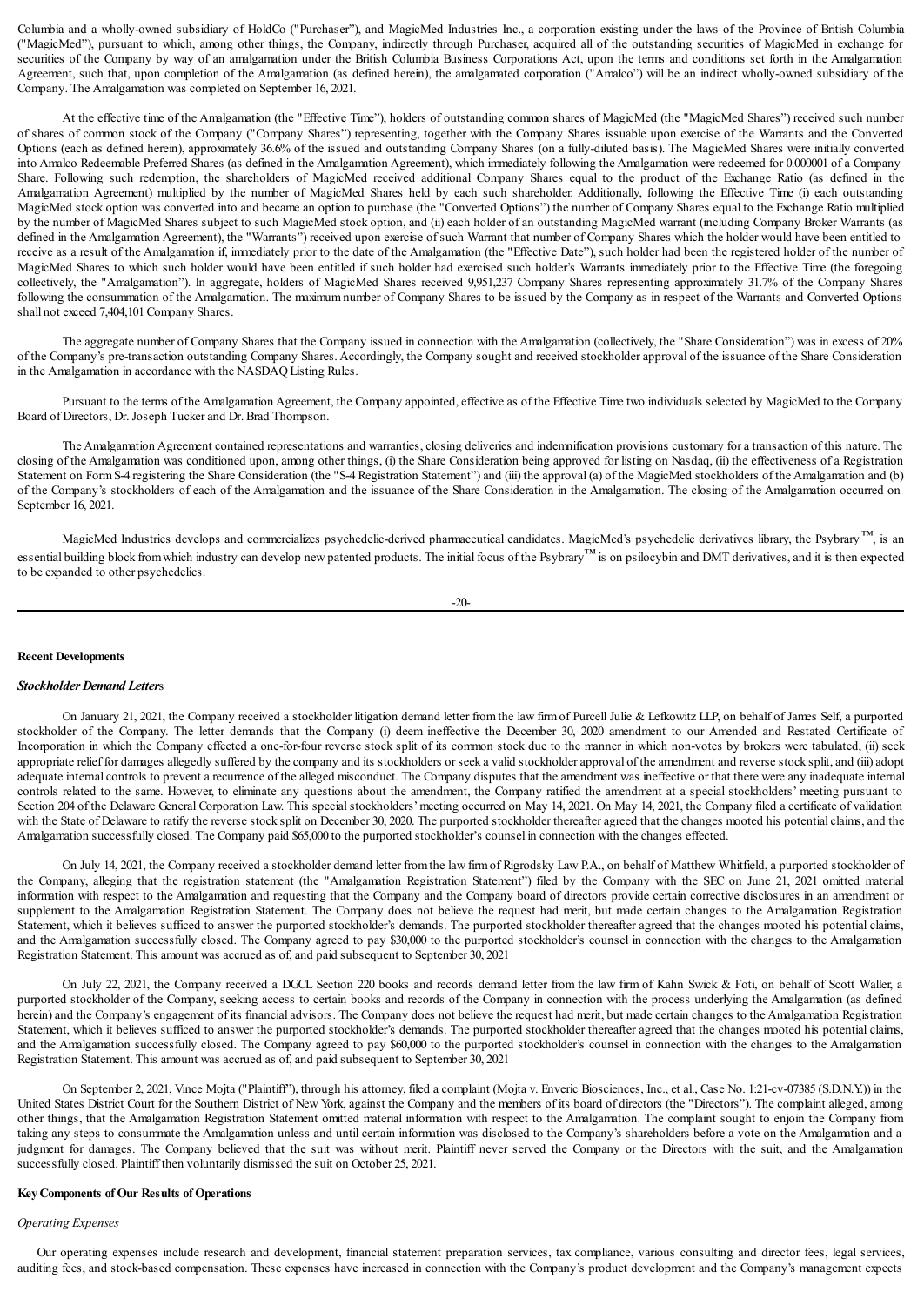Columbia and a wholly-owned subsidiary of HoldCo ("Purchaser"), and MagicMed Industries Inc., a corporation existing under the laws of the Province of British Columbia ("MagicMed"), pursuant to which, among other things, the Company, indirectly through Purchaser, acquired all of the outstanding securities of MagicMed in exchange for securities of the Company by way of an amalgamation under the British Columbia Business Corporations Act, upon the terms and conditions set forth in the Amalgamation Agreement, such that, upon completion of the Amalgamation (as defined herein), the amalgamated corporation ("Amalco") will be an indirect wholly-owned subsidiary of the Company. The Amalgamation was completed on September 16, 2021.

At the effective time of the Amalgamation (the "Effective Time"), holders of outstanding common shares of MagicMed (the "MagicMed Shares") received such number of shares of common stock of the Company ("Company Shares") representing, together with the Company Shares issuable upon exercise of the Warrants and the Converted Options (each as defined herein), approximately 36.6% of the issued and outstanding Company Shares (on a fully-diluted basis). The MagicMed Shares were initially converted into Amalco Redeemable Preferred Shares (as defined in the Amalgamation Agreement), which immediately following the Amalgamation were redeemed for 0.000001 of a Company Share. Following such redemption, the shareholders of MagicMed received additional Company Shares equal to the product of the Exchange Ratio (as defined in the Amalgamation Agreement) multiplied by the number of MagicMed Shares held by each such shareholder. Additionally, following the Effective Time (i) each outstanding MagicMed stock option was converted into and became an option to purchase (the "Converted Options") the number of Company Shares equal to the Exchange Ratio multiplied by the number of MagicMed Shares subject to such MagicMed stock option, and (ii) each holder of an outstanding MagicMed warrant (including Company Broker Warrants (as defined in the Amalgamation Agreement), the "Warrants") received upon exercise of such Warrant that number of Company Shares which the holder would have been entitled to receive as a result of the Amalgamation if, immediately prior to the date of the Amalgamation (the "Effective Date"), such holder had been the registered holder of the number of MagicMed Shares to which such holder would have been entitled if such holder had exercised such holder's Warrants immediately prior to the Effective Time (the foregoing collectively, the "Amalgamation"). In aggregate, holders of MagicMed Shares received 9,951,237 Company Shares representing approximately 31.7% of the Company Shares following the consummation of the Amalgamation. The maximum number of Company Shares to be issued by the Company as in respect of the Warrants and Converted Options shall not exceed 7,404,101 Company Shares.

The aggregate number of Company Shares that the Company issued in connection with the Amalgamation (collectively, the "Share Consideration") was in excess of 20% of the Company's pre-transaction outstanding Company Shares. Accordingly, the Company sought and received stockholder approval of the issuance of the Share Consideration in the Amalgamation in accordance with the NASDAQ Listing Rules.

Pursuant to the terms of the Amalgamation Agreement, the Company appointed, effective as of the Effective Time two individuals selected by MagicMed to the Company Board of Directors, Dr. Joseph Tucker and Dr. Brad Thompson.

The Amalgamation Agreement contained representations and warranties, closing deliveries and indemnification provisions customary for a transaction of this nature. The closing of the Amalgamation was conditioned upon, among other things, (i) the Share Consideration being approved for listing on Nasdaq, (ii) the effectiveness of a Registration Statement on Form S-4 registering the Share Consideration (the "S-4 Registration Statement") and (iii) the approval (a) of the MagicMed stockholders of the Amalgamation and (b) of the Company's stockholders of each of the Amalgamation and the issuance of the Share Consideration in the Amalgamation. The closing of the Amalgamation occurred on September 16, 2021.

MagicMed Industries develops and commercializes psychedelic-derived pharmaceutical candidates. MagicMed's psychedelic derivatives library, the Psybrary™, is an essential building block from which industry can develop new patented products. The initial focus of the Psybrary™ is on psilocybin and DMT derivatives, and it is then expected to be expanded to other psychedelics.

**Recent Developments**

***Stockholder Demand Letters***

On January 21, 2021, the Company received a stockholder litigation demand letter from the law firm of Purcell Julie & Lefkowitz LLP, on behalf of James Self, a purported stockholder of the Company. The letter demands that the Company (i) deem ineffective the December 30, 2020 amendment to our Amended and Restated Certificate of Incorporation in which the Company effected a one-for-four reverse stock split of its common stock due to the manner in which non-votes by brokers were tabulated, (ii) seek appropriate relief for damages allegedly suffered by the company and its stockholders or seek a valid stockholder approval of the amendment and reverse stock split, and (iii) adopt adequate internal controls to prevent a recurrence of the alleged misconduct. The Company disputes that the amendment was ineffective or that there were any inadequate internal controls related to the same. However, to eliminate any questions about the amendment, the Company ratified the amendment at a special stockholders' meeting pursuant to Section 204 of the Delaware General Corporation Law. This special stockholders' meeting occurred on May 14, 2021. On May 14, 2021, the Company filed a certificate of validation with the State of Delaware to ratify the reverse stock split on December 30, 2020. The purported stockholder thereafter agreed that the changes mooted his potential claims, and the Amalgamation successfully closed. The Company paid $65,000 to the purported stockholder's counsel in connection with the changes effected.

On July 14, 2021, the Company received a stockholder demand letter from the law firm of Rigrodsky Law P.A., on behalf of Matthew Whitfield, a purported stockholder of the Company, alleging that the registration statement (the "Amalgamation Registration Statement") filed by the Company with the SEC on June 21, 2021 omitted material information with respect to the Amalgamation and requesting that the Company and the Company board of directors provide certain corrective disclosures in an amendment or supplement to the Amalgamation Registration Statement. The Company does not believe the request had merit, but made certain changes to the Amalgamation Registration Statement, which it believes sufficed to answer the purported stockholder's demands. The purported stockholder thereafter agreed that the changes mooted his potential claims, and the Amalgamation successfully closed. The Company agreed to pay $30,000 to the purported stockholder's counsel in connection with the changes to the Amalgamation Registration Statement. This amount was accrued as of, and paid subsequent to September 30, 2021

On July 22, 2021, the Company received a DGCL Section 220 books and records demand letter from the law firm of Kahn Swick & Foti, on behalf of Scott Waller, a purported stockholder of the Company, seeking access to certain books and records of the Company in connection with the process underlying the Amalgamation (as defined herein) and the Company's engagement of its financial advisors. The Company does not believe the request had merit, but made certain changes to the Amalgamation Registration Statement, which it believes sufficed to answer the purported stockholder's demands. The purported stockholder thereafter agreed that the changes mooted his potential claims, and the Amalgamation successfully closed. The Company agreed to pay $60,000 to the purported stockholder's counsel in connection with the changes to the Amalgamation Registration Statement. This amount was accrued as of, and paid subsequent to September 30, 2021

On September 2, 2021, Vince Mojta ("Plaintiff"), through his attorney, filed a complaint (Mojta v. Enveric Biosciences, Inc., et al., Case No. 1:21-cv-07385 (S.D.N.Y.)) in the United States District Court for the Southern District of New York, against the Company and the members of its board of directors (the "Directors"). The complaint alleged, among other things, that the Amalgamation Registration Statement omitted material information with respect to the Amalgamation. The complaint sought to enjoin the Company from taking any steps to consummate the Amalgamation unless and until certain information was disclosed to the Company's shareholders before a vote on the Amalgamation and a judgment for damages. The Company believed that the suit was without merit. Plaintiff never served the Company or the Directors with the suit, and the Amalgamation successfully closed. Plaintiff then voluntarily dismissed the suit on October 25, 2021.

**Key Components of Our Results of Operations**

*Operating Expenses*

Our operating expenses include research and development, financial statement preparation services, tax compliance, various consulting and director fees, legal services, auditing fees, and stock-based compensation. These expenses have increased in connection with the Company's product development and the Company's management expects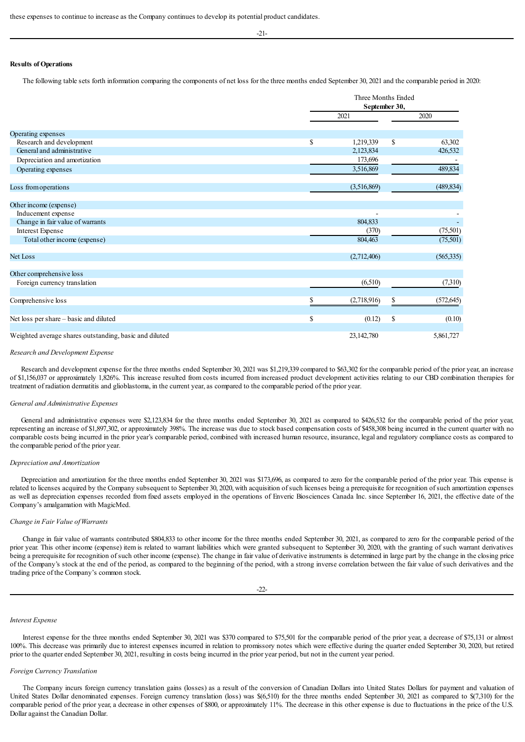these expenses to continue to increase as the Company continues to develop its potential product candidates.

**Results of Operations**

The following table sets forth information comparing the components of net loss for the three months ended September 30, 2021 and the comparable period in 2020:

| | Three Months Ended **September 30,** | |
|---|---|---|
| | 2021 | 2020 |
| Operating expenses | | |
| Research and development | $ 1,219,339 | $ 63,302 |
| General and administrative | 2,123,834 | 426,532 |
| Depreciation and amortization | 173,696 | - |
| Operating expenses | 3,516,869 | 489,834 |
| Loss from operations | (3,516,869) | (489,834) |
| Other income (expense) | | |
| Inducement expense | - | - |
| Change in fair value of warrants | 804,833 | - |
| Interest Expense | (370) | (75,501) |
| Total other income (expense) | 804,463 | (75,501) |
| Net Loss | (2,712,406) | (565,335) |
| Other comprehensive loss | | |
| Foreign currency translation | (6,510) | (7,310) |
| Comprehensive loss | $ (2,718,916) | $ (572,645) |
| Net loss per share – basic and diluted | $ (0.12) | $ (0.10) |
| Weighted average shares outstanding, basic and diluted | 23,142,780 | 5,861,727 |

*Research and Development Expense*

Research and development expense for the three months ended September 30, 2021 was $1,219,339 compared to $63,302 for the comparable period of the prior year, an increase of $1,156,037 or approximately 1,826%. This increase resulted from costs incurred from increased product development activities relating to our CBD combination therapies for treatment of radiation dermatitis and glioblastoma, in the current year, as compared to the comparable period of the prior year.

*General and Administrative Expenses*

General and administrative expenses were $2,123,834 for the three months ended September 30, 2021 as compared to $426,532 for the comparable period of the prior year, representing an increase of $1,897,302, or approximately 398%. The increase was due to stock based compensation costs of $458,308 being incurred in the current quarter with no comparable costs being incurred in the prior year's comparable period, combined with increased human resource, insurance, legal and regulatory compliance costs as compared to the comparable period of the prior year.

*Depreciation and Amortization*

Depreciation and amortization for the three months ended September 30, 2021 was $173,696, as compared to zero for the comparable period of the prior year. This expense is related to licenses acquired by the Company subsequent to September 30, 2020, with acquisition of such licenses being a prerequisite for recognition of such amortization expenses as well as depreciation expenses recorded from fixed assets employed in the operations of Enveric Biosciences Canada Inc. since September 16, 2021, the effective date of the Company's amalgamation with MagicMed.

*Change in Fair Value of Warrants*

Change in fair value of warrants contributed $804,833 to other income for the three months ended September 30, 2021, as compared to zero for the comparable period of the prior year. This other income (expense) item is related to warrant liabilities which were granted subsequent to September 30, 2020, with the granting of such warrant derivatives being a prerequisite for recognition of such other income (expense). The change in fair value of derivative instruments is determined in large part by the change in the closing price of the Company's stock at the end of the period, as compared to the beginning of the period, with a strong inverse correlation between the fair value of such derivatives and the trading price of the Company's common stock.

*Interest Expense*

Interest expense for the three months ended September 30, 2021 was $370 compared to $75,501 for the comparable period of the prior year, a decrease of $75,131 or almost 100%. This decrease was primarily due to interest expenses incurred in relation to promissory notes which were effective during the quarter ended September 30, 2020, but retired prior to the quarter ended September 30, 2021, resulting in costs being incurred in the prior year period, but not in the current year period.

*Foreign Currency Translation*

The Company incurs foreign currency translation gains (losses) as a result of the conversion of Canadian Dollars into United States Dollars for payment and valuation of United States Dollar denominated expenses. Foreign currency translation (loss) was $(6,510) for the three months ended September 30, 2021 as compared to $(7,310) for the comparable period of the prior year, a decrease in other expenses of $800, or approximately 11%. The decrease in this other expense is due to fluctuations in the price of the U.S. Dollar against the Canadian Dollar.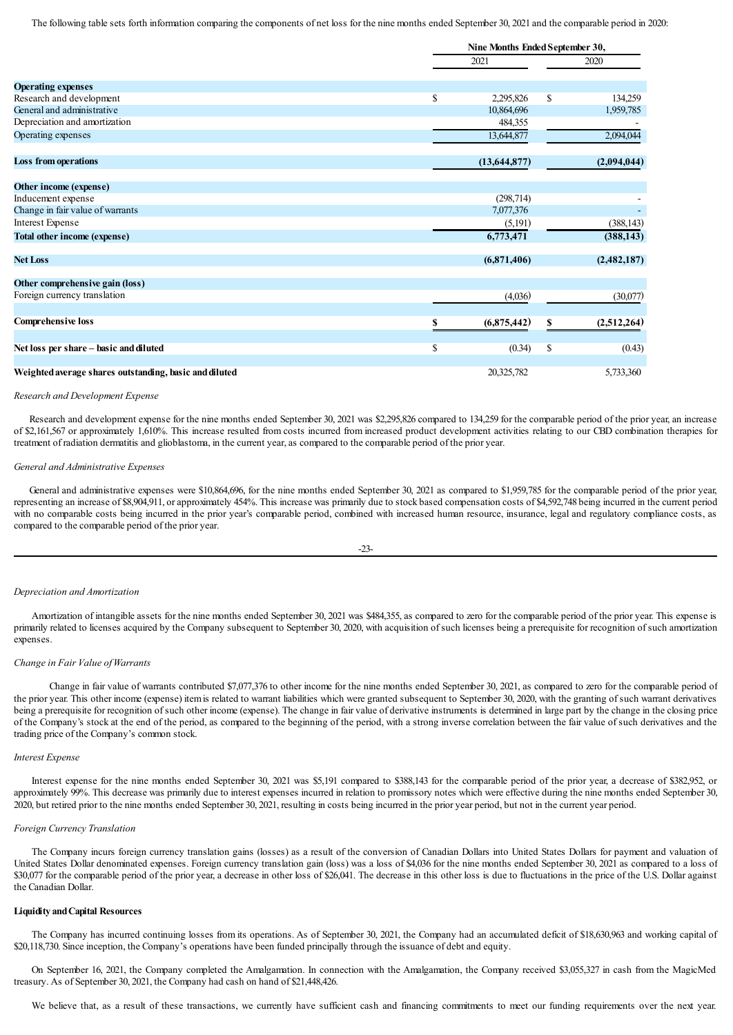The following table sets forth information comparing the components of net loss for the nine months ended September 30, 2021 and the comparable period in 2020:

| | Nine Months Ended September 30, | |
|---|---|---|
| | 2021 | 2020 |
| **Operating expenses** | | |
| Research and development | $ 2,295,826 | $ 134,259 |
| General and administrative | 10,864,696 | 1,959,785 |
| Depreciation and amortization | 484,355 | - |
| Operating expenses | 13,644,877 | 2,094,044 |
| **Loss from operations** | **(13,644,877)** | **(2,094,044)** |
| **Other income (expense)** | | |
| Inducement expense | (298,714) | - |
| Change in fair value of warrants | 7,077,376 | - |
| Interest Expense | (5,191) | (388,143) |
| **Total other income (expense)** | **6,773,471** | **(388,143)** |
| **Net Loss** | **(6,871,406)** | **(2,482,187)** |
| **Other comprehensive gain (loss)** | | |
| Foreign currency translation | (4,036) | (30,077) |
| **Comprehensive loss** | **$ (6,875,442)** | **$ (2,512,264)** |
| **Net loss per share – basic and diluted** | $ (0.34) | $ (0.43) |
| **Weighted average shares outstanding, basic and diluted** | 20,325,782 | 5,733,360 |

*Research and Development Expense*

Research and development expense for the nine months ended September 30, 2021 was $2,295,826 compared to 134,259 for the comparable period of the prior year, an increase of $2,161,567 or approximately 1,610%. This increase resulted from costs incurred from increased product development activities relating to our CBD combination therapies for treatment of radiation dermatitis and glioblastoma, in the current year, as compared to the comparable period of the prior year.

*General and Administrative Expenses*

General and administrative expenses were $10,864,696, for the nine months ended September 30, 2021 as compared to $1,959,785 for the comparable period of the prior year, representing an increase of $8,904,911, or approximately 454%. This increase was primarily due to stock based compensation costs of $4,592,748 being incurred in the current period with no comparable costs being incurred in the prior year's comparable period, combined with increased human resource, insurance, legal and regulatory compliance costs, as compared to the comparable period of the prior year.

*Depreciation and Amortization*

Amortization of intangible assets for the nine months ended September 30, 2021 was $484,355, as compared to zero for the comparable period of the prior year. This expense is primarily related to licenses acquired by the Company subsequent to September 30, 2020, with acquisition of such licenses being a prerequisite for recognition of such amortization expenses.

*Change in Fair Value of Warrants*

Change in fair value of warrants contributed $7,077,376 to other income for the nine months ended September 30, 2021, as compared to zero for the comparable period of the prior year. This other income (expense) item is related to warrant liabilities which were granted subsequent to September 30, 2020, with the granting of such warrant derivatives being a prerequisite for recognition of such other income (expense). The change in fair value of derivative instruments is determined in large part by the change in the closing price of the Company's stock at the end of the period, as compared to the beginning of the period, with a strong inverse correlation between the fair value of such derivatives and the trading price of the Company's common stock.

*Interest Expense*

Interest expense for the nine months ended September 30, 2021 was $5,191 compared to $388,143 for the comparable period of the prior year, a decrease of $382,952, or approximately 99%. This decrease was primarily due to interest expenses incurred in relation to promissory notes which were effective during the nine months ended September 30, 2020, but retired prior to the nine months ended September 30, 2021, resulting in costs being incurred in the prior year period, but not in the current year period.

*Foreign Currency Translation*

The Company incurs foreign currency translation gains (losses) as a result of the conversion of Canadian Dollars into United States Dollars for payment and valuation of United States Dollar denominated expenses. Foreign currency translation gain (loss) was a loss of $4,036 for the nine months ended September 30, 2021 as compared to a loss of $30,077 for the comparable period of the prior year, a decrease in other loss of $26,041. The decrease in this other loss is due to fluctuations in the price of the U.S. Dollar against the Canadian Dollar.

**Liquidity and Capital Resources**

The Company has incurred continuing losses from its operations. As of September 30, 2021, the Company had an accumulated deficit of $18,630,963 and working capital of $20,118,730. Since inception, the Company's operations have been funded principally through the issuance of debt and equity.

On September 16, 2021, the Company completed the Amalgamation. In connection with the Amalgamation, the Company received $3,055,327 in cash from the MagicMed treasury. As of September 30, 2021, the Company had cash on hand of $21,448,426.

We believe that, as a result of these transactions, we currently have sufficient cash and financing commitments to meet our funding requirements over the next year.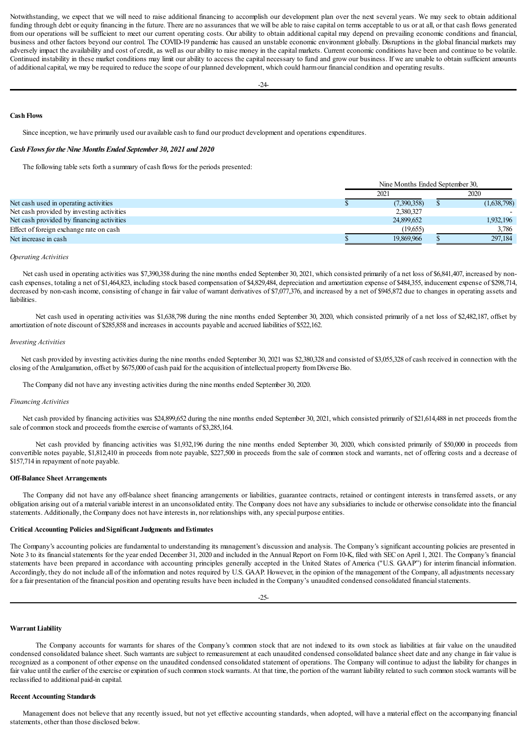Notwithstanding, we expect that we will need to raise additional financing to accomplish our development plan over the next several years. We may seek to obtain additional funding through debt or equity financing in the future. There are no assurances that we will be able to raise capital on terms acceptable to us or at all, or that cash flows generated from our operations will be sufficient to meet our current operating costs. Our ability to obtain additional capital may depend on prevailing economic conditions and financial, business and other factors beyond our control. The COVID-19 pandemic has caused an unstable economic environment globally. Disruptions in the global financial markets may adversely impact the availability and cost of credit, as well as our ability to raise money in the capital markets. Current economic conditions have been and continue to be volatile. Continued instability in these market conditions may limit our ability to access the capital necessary to fund and grow our business. If we are unable to obtain sufficient amounts of additional capital, we may be required to reduce the scope of our planned development, which could harm our financial condition and operating results.

**Cash Flows**

Since inception, we have primarily used our available cash to fund our product development and operations expenditures.

***Cash Flows for the Nine Months Ended September 30, 2021 and 2020***

The following table sets forth a summary of cash flows for the periods presented:

| | Nine Months Ended September 30, | |
|---|---|---|
| | 2021 | 2020 |
| Net cash used in operating activities | $ (7,390,358) | $ (1,638,798) |
| Net cash provided by investing activities | 2,380,327 | - |
| Net cash provided by financing activities | 24,899,652 | 1,932,196 |
| Effect of foreign exchange rate on cash | (19,655) | 3,786 |
| Net increase in cash | $ 19,869,966 | $ 297,184 |

*Operating Activities*

Net cash used in operating activities was $7,390,358 during the nine months ended September 30, 2021, which consisted primarily of a net loss of $6,841,407, increased by non-cash expenses, totaling a net of $1,464,823, including stock based compensation of $4,829,484, depreciation and amortization expense of $484,355, inducement expense of $298,714, decreased by non-cash income, consisting of change in fair value of warrant derivatives of $7,077,376, and increased by a net of $945,872 due to changes in operating assets and liabilities.

Net cash used in operating activities was $1,638,798 during the nine months ended September 30, 2020, which consisted primarily of a net loss of $2,482,187, offset by amortization of note discount of $285,858 and increases in accounts payable and accrued liabilities of $522,162.

*Investing Activities*

Net cash provided by investing activities during the nine months ended September 30, 2021 was $2,380,328 and consisted of $3,055,328 of cash received in connection with the closing of the Amalgamation, offset by $675,000 of cash paid for the acquisition of intellectual property from Diverse Bio.

The Company did not have any investing activities during the nine months ended September 30, 2020.

*Financing Activities*

Net cash provided by financing activities was $24,899,652 during the nine months ended September 30, 2021, which consisted primarily of $21,614,488 in net proceeds from the sale of common stock and proceeds from the exercise of warrants of $3,285,164.

Net cash provided by financing activities was $1,932,196 during the nine months ended September 30, 2020, which consisted primarily of $50,000 in proceeds from convertible notes payable, $1,812,410 in proceeds from note payable, $227,500 in proceeds from the sale of common stock and warrants, net of offering costs and a decrease of $157,714 in repayment of note payable.

**Off-Balance Sheet Arrangements**

The Company did not have any off-balance sheet financing arrangements or liabilities, guarantee contracts, retained or contingent interests in transferred assets, or any obligation arising out of a material variable interest in an unconsolidated entity. The Company does not have any subsidiaries to include or otherwise consolidate into the financial statements. Additionally, the Company does not have interests in, nor relationships with, any special purpose entities.

**Critical Accounting Policies and Significant Judgments and Estimates**

The Company's accounting policies are fundamental to understanding its management's discussion and analysis. The Company's significant accounting policies are presented in Note 3 to its financial statements for the year ended December 31, 2020 and included in the Annual Report on Form 10-K, filed with SEC on April 1, 2021. The Company's financial statements have been prepared in accordance with accounting principles generally accepted in the United States of America ("U.S. GAAP") for interim financial information. Accordingly, they do not include all of the information and notes required by U.S. GAAP. However, in the opinion of the management of the Company, all adjustments necessary for a fair presentation of the financial position and operating results have been included in the Company's unaudited condensed consolidated financial statements.

**Warrant Liability**

The Company accounts for warrants for shares of the Company's common stock that are not indexed to its own stock as liabilities at fair value on the unaudited condensed consolidated balance sheet. Such warrants are subject to remeasurement at each unaudited condensed consolidated balance sheet date and any change in fair value is recognized as a component of other expense on the unaudited condensed consolidated statement of operations. The Company will continue to adjust the liability for changes in fair value until the earlier of the exercise or expiration of such common stock warrants. At that time, the portion of the warrant liability related to such common stock warrants will be reclassified to additional paid-in capital.

**Recent Accounting Standards**

Management does not believe that any recently issued, but not yet effective accounting standards, when adopted, will have a material effect on the accompanying financial statements, other than those disclosed below.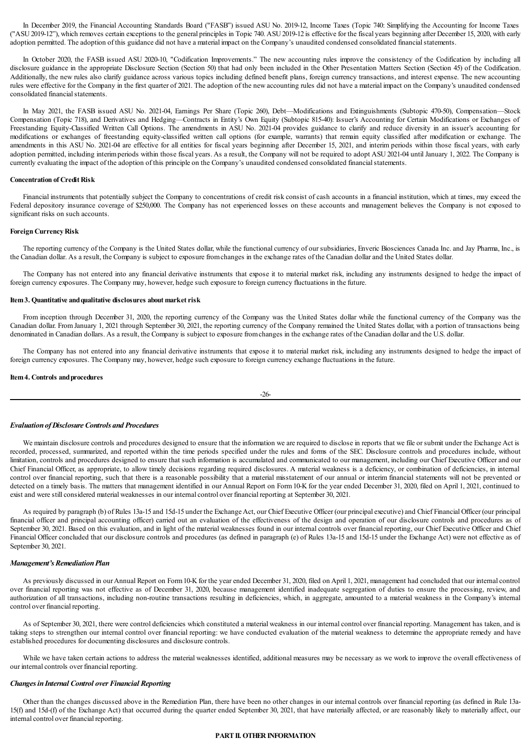In December 2019, the Financial Accounting Standards Board ("FASB") issued ASU No. 2019-12, Income Taxes (Topic 740: Simplifying the Accounting for Income Taxes ("ASU 2019-12"), which removes certain exceptions to the general principles in Topic 740. ASU 2019-12 is effective for the fiscal years beginning after December 15, 2020, with early adoption permitted. The adoption of this guidance did not have a material impact on the Company's unaudited condensed consolidated financial statements.

In October 2020, the FASB issued ASU 2020-10, "Codification Improvements." The new accounting rules improve the consistency of the Codification by including all disclosure guidance in the appropriate Disclosure Section (Section 50) that had only been included in the Other Presentation Matters Section (Section 45) of the Codification. Additionally, the new rules also clarify guidance across various topics including defined benefit plans, foreign currency transactions, and interest expense. The new accounting rules were effective for the Company in the first quarter of 2021. The adoption of the new accounting rules did not have a material impact on the Company's unaudited condensed consolidated financial statements.

In May 2021, the FASB issued ASU No. 2021-04, Earnings Per Share (Topic 260), Debt—Modifications and Extinguishments (Subtopic 470-50), Compensation—Stock Compensation (Topic 718), and Derivatives and Hedging—Contracts in Entity's Own Equity (Subtopic 815-40): Issuer's Accounting for Certain Modifications or Exchanges of Freestanding Equity-Classified Written Call Options. The amendments in ASU No. 2021-04 provides guidance to clarify and reduce diversity in an issuer's accounting for modifications or exchanges of freestanding equity-classified written call options (for example, warrants) that remain equity classified after modification or exchange. The amendments in this ASU No. 2021-04 are effective for all entities for fiscal years beginning after December 15, 2021, and interim periods within those fiscal years, with early adoption permitted, including interim periods within those fiscal years. As a result, the Company will not be required to adopt ASU 2021-04 until January 1, 2022. The Company is currently evaluating the impact of the adoption of this principle on the Company's unaudited condensed consolidated financial statements.

**Concentration of Credit Risk**

Financial instruments that potentially subject the Company to concentrations of credit risk consist of cash accounts in a financial institution, which at times, may exceed the Federal depository insurance coverage of $250,000. The Company has not experienced losses on these accounts and management believes the Company is not exposed to significant risks on such accounts.

**Foreign Currency Risk**

The reporting currency of the Company is the United States dollar, while the functional currency of our subsidiaries, Enveric Biosciences Canada Inc. and Jay Pharma, Inc., is the Canadian dollar. As a result, the Company is subject to exposure from changes in the exchange rates of the Canadian dollar and the United States dollar.

The Company has not entered into any financial derivative instruments that expose it to material market risk, including any instruments designed to hedge the impact of foreign currency exposures. The Company may, however, hedge such exposure to foreign currency fluctuations in the future.

**Item 3. Quantitative and qualitative disclosures about market risk**

From inception through December 31, 2020, the reporting currency of the Company was the United States dollar while the functional currency of the Company was the Canadian dollar. From January 1, 2021 through September 30, 2021, the reporting currency of the Company remained the United States dollar, with a portion of transactions being denominated in Canadian dollars. As a result, the Company is subject to exposure from changes in the exchange rates of the Canadian dollar and the U.S. dollar.

The Company has not entered into any financial derivative instruments that expose it to material market risk, including any instruments designed to hedge the impact of foreign currency exposures. The Company may, however, hedge such exposure to foreign currency exchange fluctuations in the future.

**Item 4. Controls and procedures**

***Evaluation of Disclosure Controls and Procedures***

We maintain disclosure controls and procedures designed to ensure that the information we are required to disclose in reports that we file or submit under the Exchange Act is recorded, processed, summarized, and reported within the time periods specified under the rules and forms of the SEC. Disclosure controls and procedures include, without limitation, controls and procedures designed to ensure that such information is accumulated and communicated to our management, including our Chief Executive Officer and our Chief Financial Officer, as appropriate, to allow timely decisions regarding required disclosures. A material weakness is a deficiency, or combination of deficiencies, in internal control over financial reporting, such that there is a reasonable possibility that a material misstatement of our annual or interim financial statements will not be prevented or detected on a timely basis. The matters that management identified in our Annual Report on Form 10-K for the year ended December 31, 2020, filed on April 1, 2021, continued to exist and were still considered material weaknesses in our internal control over financial reporting at September 30, 2021.

As required by paragraph (b) of Rules 13a-15 and 15d-15 under the Exchange Act, our Chief Executive Officer (our principal executive) and Chief Financial Officer (our principal financial officer and principal accounting officer) carried out an evaluation of the effectiveness of the design and operation of our disclosure controls and procedures as of September 30, 2021. Based on this evaluation, and in light of the material weaknesses found in our internal controls over financial reporting, our Chief Executive Officer and Chief Financial Officer concluded that our disclosure controls and procedures (as defined in paragraph (e) of Rules 13a-15 and 15d-15 under the Exchange Act) were not effective as of September 30, 2021.

***Management's Remediation Plan***

As previously discussed in our Annual Report on Form 10-K for the year ended December 31, 2020, filed on April 1, 2021, management had concluded that our internal control over financial reporting was not effective as of December 31, 2020, because management identified inadequate segregation of duties to ensure the processing, review, and authorization of all transactions, including non-routine transactions resulting in deficiencies, which, in aggregate, amounted to a material weakness in the Company's internal control over financial reporting.

As of September 30, 2021, there were control deficiencies which constituted a material weakness in our internal control over financial reporting. Management has taken, and is taking steps to strengthen our internal control over financial reporting: we have conducted evaluation of the material weakness to determine the appropriate remedy and have established procedures for documenting disclosures and disclosure controls.

While we have taken certain actions to address the material weaknesses identified, additional measures may be necessary as we work to improve the overall effectiveness of our internal controls over financial reporting.

***Changes in Internal Control over Financial Reporting***

Other than the changes discussed above in the Remediation Plan, there have been no other changes in our internal controls over financial reporting (as defined in Rule 13a-15(f) and 15d-(f) of the Exchange Act) that occurred during the quarter ended September 30, 2021, that have materially affected, or are reasonably likely to materially affect, our internal control over financial reporting.

**PART II. OTHER INFORMATION**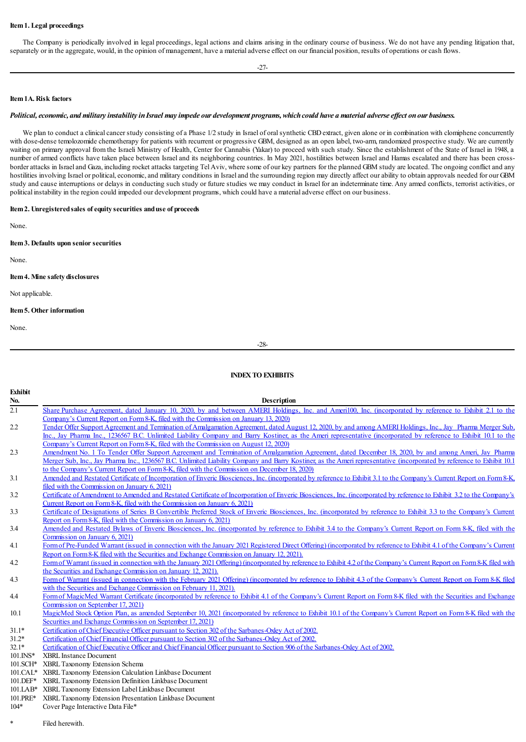**Item 1. Legal proceedings**

The Company is periodically involved in legal proceedings, legal actions and claims arising in the ordinary course of business. We do not have any pending litigation that, separately or in the aggregate, would, in the opinion of management, have a material adverse effect on our financial position, results of operations or cash flows.

**Item 1A. Risk factors**

***Political, economic, and military instability in Israel may impede our development programs, which could have a material adverse effect on our business.***

We plan to conduct a clinical cancer study consisting of a Phase 1/2 study in Israel of oral synthetic CBD extract, given alone or in combination with clomiphene concurrently with dose-dense temolozomide chemotherapy for patients with recurrent or progressive GBM, designed as an open label, two-arm, randomized prospective study. We are currently waiting on primary approval from the Israeli Ministry of Health, Center for Cannabis (Yakar) to proceed with such study. Since the establishment of the State of Israel in 1948, a number of armed conflicts have taken place between Israel and its neighboring countries. In May 2021, hostilities between Israel and Hamas escalated and there has been cross-border attacks in Israel and Gaza, including rocket attacks targeting Tel Aviv, where some of our key partners for the planned GBM study are located. The ongoing conflict and any hostilities involving Israel or political, economic, and military conditions in Israel and the surrounding region may directly affect our ability to obtain approvals needed for our GBM study and cause interruptions or delays in conducting such study or future studies we may conduct in Israel for an indeterminate time. Any armed conflicts, terrorist activities, or political instability in the region could impeded our development programs, which could have a material adverse effect on our business.

**Item 2. Unregistered sales of equity securities and use of proceeds**

None.

**Item 3. Defaults upon senior securities**

None.

**Item 4. Mine safety disclosures**

Not applicable.

**Item 5. Other information**

None.

**INDEX TO EXHIBITS**

| Exhibit No. | Description |
|---|---|
| 2.1 | Share Purchase Agreement, dated January 10, 2020, by and between AMERI Holdings, Inc. and Ameri100, Inc. (incorporated by reference to Exhibit 2.1 to the Company's Current Report on Form 8-K, filed with the Commission on January 13, 2020) |
| 2.2 | Tender Offer Support Agreement and Termination of Amalgamation Agreement, dated August 12, 2020, by and among AMERI Holdings, Inc., Jay Pharma Merger Sub, Inc., Jay Pharma Inc., 1236567 B.C. Unlimited Liability Company and Barry Kostiner, as the Ameri representative (incorporated by reference to Exhibit 10.1 to the Company's Current Report on Form 8-K, filed with the Commission on August 12, 2020) |
| 2.3 | Amendment No. 1 To Tender Offer Support Agreement and Termination of Amalgamation Agreement, dated December 18, 2020, by and among Ameri, Jay Pharma Merger Sub, Inc., Jay Pharma Inc., 1236567 B.C. Unlimited Liability Company and Barry Kostiner, as the Ameri representative (incorporated by reference to Exhibit 10.1 to the Company's Current Report on Form 8-K, filed with the Commission on December 18, 2020) |
| 3.1 | Amended and Restated Certificate of Incorporation of Enveric Biosciences, Inc. (incorporated by reference to Exhibit 3.1 to the Company's Current Report on Form 8-K, filed with the Commission on January 6, 2021) |
| 3.2 | Certificate of Amendment to Amended and Restated Certificate of Incorporation of Enveric Biosciences, Inc. (incorporated by reference to Exhibit 3.2 to the Company's Current Report on Form 8-K, filed with the Commission on January 6, 2021) |
| 3.3 | Certificate of Designations of Series B Convertible Preferred Stock of Enveric Biosciences, Inc. (incorporated by reference to Exhibit 3.3 to the Company's Current Report on Form 8-K, filed with the Commission on January 6, 2021) |
| 3.4 | Amended and Restated Bylaws of Enveric Biosciences, Inc. (incorporated by reference to Exhibit 3.4 to the Company's Current Report on Form 8-K, filed with the Commission on January 6, 2021) |
| 4.1 | Form of Pre-Funded Warrant (issued in connection with the January 2021 Registered Direct Offering) (incorporated by reference to Exhibit 4.1 of the Company's Current Report on Form 8-K filed with the Securities and Exchange Commission on January 12, 2021). |
| 4.2 | Form of Warrant (issued in connection with the January 2021 Offering) (incorporated by reference to Exhibit 4.2 of the Company's Current Report on Form 8-K filed with the Securities and Exchange Commission on January 12, 2021). |
| 4.3 | Form of Warrant (issued in connection with the February 2021 Offering) (incorporated by reference to Exhibit 4.3 of the Company's Current Report on Form 8-K filed with the Securities and Exchange Commission on February 11, 2021). |
| 4.4 | Form of MagicMed Warrant Certificate (incorporated by reference to Exhibit 4.1 of the Company's Current Report on Form 8-K filed with the Securities and Exchange Commission on September 17, 2021) |
| 10.1 | MagicMed Stock Option Plan, as amended September 10, 2021 (incorporated by reference to Exhibit 10.1 of the Company's Current Report on Form 8-K filed with the Securities and Exchange Commission on September 17, 2021) |
| 31.1* | Certification of Chief Executive Officer pursuant to Section 302 of the Sarbanes-Oxley Act of 2002. |
| 31.2* | Certification of Chief Financial Officer pursuant to Section 302 of the Sarbanes-Oxley Act of 2002. |
| 32.1* | Certification of Chief Executive Officer and Chief Financial Officer pursuant to Section 906 of the Sarbanes-Oxley Act of 2002. |
| 101.INS* | XBRL Instance Document |
| 101.SCH* | XBRL Taxonomy Extension Schema |
| 101.CAL* | XBRL Taxonomy Extension Calculation Linkbase Document |
| 101.DEF* | XBRL Taxonomy Extension Definition Linkbase Document |
| 101.LAB* | XBRL Taxonomy Extension Label Linkbase Document |
| 101.PRE* | XBRL Taxonomy Extension Presentation Linkbase Document |
| 104* | Cover Page Interactive Data File* |

\* Filed herewith.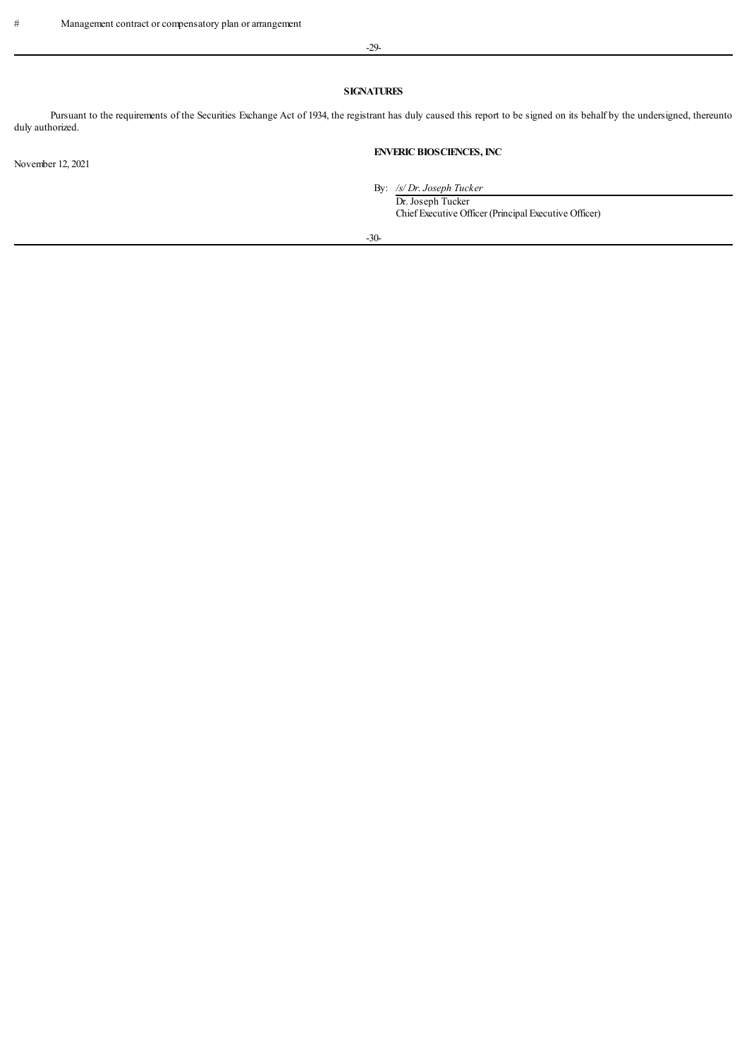# Management contract or compensatory plan or arrangement

## SIGNATURES

Pursuant to the requirements of the Securities Exchange Act of 1934, the registrant has duly caused this report to be signed on its behalf by the undersigned, thereunto duly authorized.

November 12, 2021

**ENVERIC BIOSCIENCES, INC**

By: */s/ Dr. Joseph Tucker*

Dr. Joseph Tucker
Chief Executive Officer (Principal Executive Officer)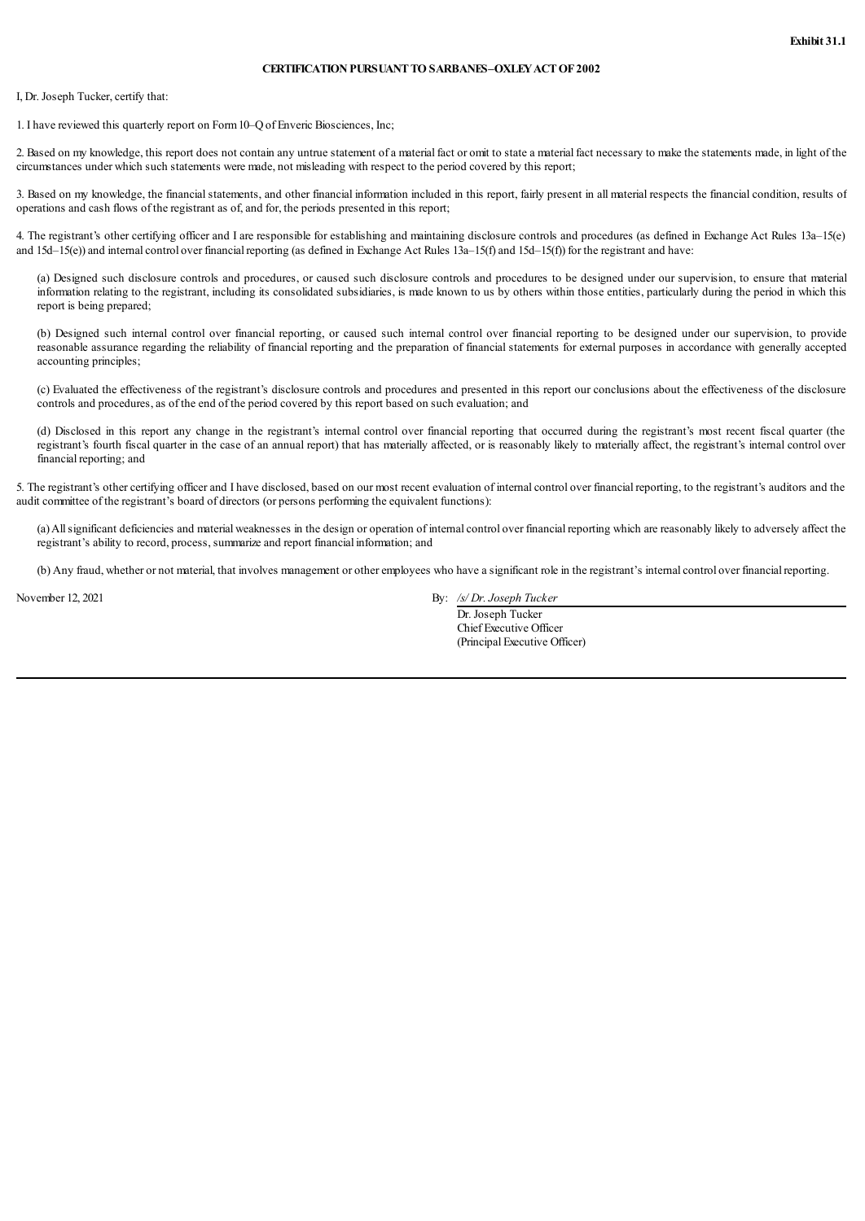**Exhibit 31.1**

**CERTIFICATION PURSUANT TO SARBANES–OXLEY ACT OF 2002**

I, Dr. Joseph Tucker, certify that:

1. I have reviewed this quarterly report on Form 10–Q of Enveric Biosciences, Inc;

2. Based on my knowledge, this report does not contain any untrue statement of a material fact or omit to state a material fact necessary to make the statements made, in light of the circumstances under which such statements were made, not misleading with respect to the period covered by this report;

3. Based on my knowledge, the financial statements, and other financial information included in this report, fairly present in all material respects the financial condition, results of operations and cash flows of the registrant as of, and for, the periods presented in this report;

4. The registrant's other certifying officer and I are responsible for establishing and maintaining disclosure controls and procedures (as defined in Exchange Act Rules 13a–15(e) and 15d–15(e)) and internal control over financial reporting (as defined in Exchange Act Rules 13a–15(f) and 15d–15(f)) for the registrant and have:

(a) Designed such disclosure controls and procedures, or caused such disclosure controls and procedures to be designed under our supervision, to ensure that material information relating to the registrant, including its consolidated subsidiaries, is made known to us by others within those entities, particularly during the period in which this report is being prepared;

(b) Designed such internal control over financial reporting, or caused such internal control over financial reporting to be designed under our supervision, to provide reasonable assurance regarding the reliability of financial reporting and the preparation of financial statements for external purposes in accordance with generally accepted accounting principles;

(c) Evaluated the effectiveness of the registrant's disclosure controls and procedures and presented in this report our conclusions about the effectiveness of the disclosure controls and procedures, as of the end of the period covered by this report based on such evaluation; and

(d) Disclosed in this report any change in the registrant's internal control over financial reporting that occurred during the registrant's most recent fiscal quarter (the registrant's fourth fiscal quarter in the case of an annual report) that has materially affected, or is reasonably likely to materially affect, the registrant's internal control over financial reporting; and

5. The registrant's other certifying officer and I have disclosed, based on our most recent evaluation of internal control over financial reporting, to the registrant's auditors and the audit committee of the registrant's board of directors (or persons performing the equivalent functions):

(a) All significant deficiencies and material weaknesses in the design or operation of internal control over financial reporting which are reasonably likely to adversely affect the registrant's ability to record, process, summarize and report financial information; and

(b) Any fraud, whether or not material, that involves management or other employees who have a significant role in the registrant's internal control over financial reporting.

November 12, 2021

By: */s/ Dr. Joseph Tucker*

Dr. Joseph Tucker
Chief Executive Officer
(Principal Executive Officer)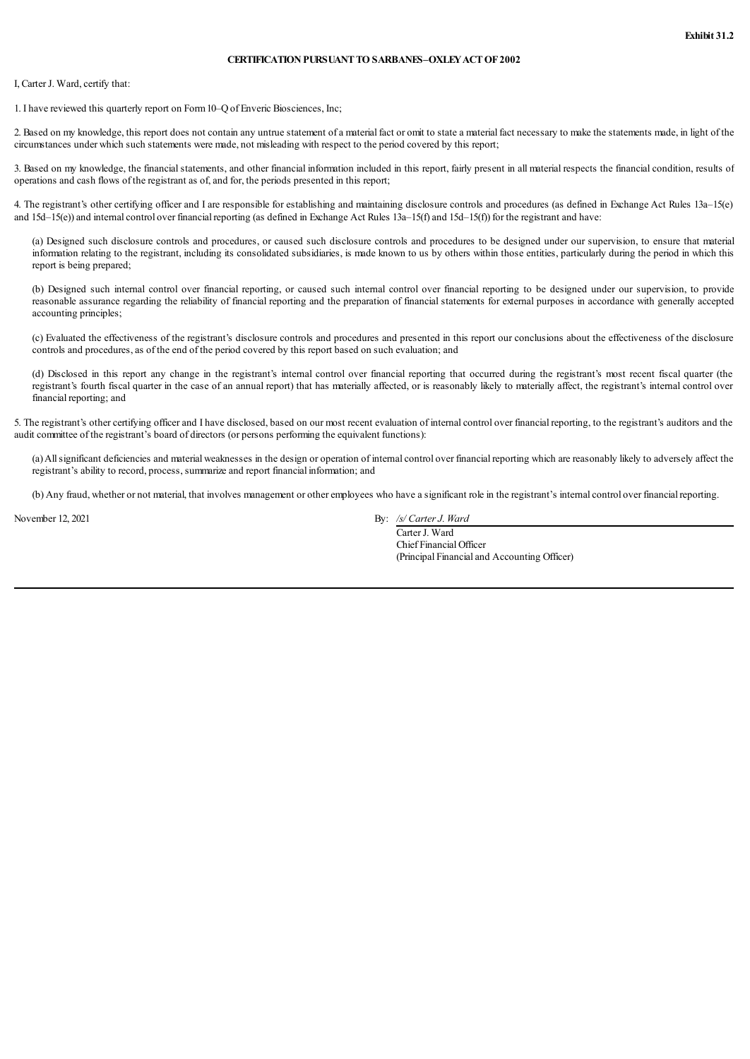**Exhibit 31.2**

**CERTIFICATION PURSUANT TO SARBANES–OXLEY ACT OF 2002**

I, Carter J. Ward, certify that:

1. I have reviewed this quarterly report on Form 10–Q of Enveric Biosciences, Inc;

2. Based on my knowledge, this report does not contain any untrue statement of a material fact or omit to state a material fact necessary to make the statements made, in light of the circumstances under which such statements were made, not misleading with respect to the period covered by this report;

3. Based on my knowledge, the financial statements, and other financial information included in this report, fairly present in all material respects the financial condition, results of operations and cash flows of the registrant as of, and for, the periods presented in this report;

4. The registrant's other certifying officer and I are responsible for establishing and maintaining disclosure controls and procedures (as defined in Exchange Act Rules 13a–15(e) and 15d–15(e)) and internal control over financial reporting (as defined in Exchange Act Rules 13a–15(f) and 15d–15(f)) for the registrant and have:

(a) Designed such disclosure controls and procedures, or caused such disclosure controls and procedures to be designed under our supervision, to ensure that material information relating to the registrant, including its consolidated subsidiaries, is made known to us by others within those entities, particularly during the period in which this report is being prepared;

(b) Designed such internal control over financial reporting, or caused such internal control over financial reporting to be designed under our supervision, to provide reasonable assurance regarding the reliability of financial reporting and the preparation of financial statements for external purposes in accordance with generally accepted accounting principles;

(c) Evaluated the effectiveness of the registrant's disclosure controls and procedures and presented in this report our conclusions about the effectiveness of the disclosure controls and procedures, as of the end of the period covered by this report based on such evaluation; and

(d) Disclosed in this report any change in the registrant's internal control over financial reporting that occurred during the registrant's most recent fiscal quarter (the registrant's fourth fiscal quarter in the case of an annual report) that has materially affected, or is reasonably likely to materially affect, the registrant's internal control over financial reporting; and

5. The registrant's other certifying officer and I have disclosed, based on our most recent evaluation of internal control over financial reporting, to the registrant's auditors and the audit committee of the registrant's board of directors (or persons performing the equivalent functions):

(a) All significant deficiencies and material weaknesses in the design or operation of internal control over financial reporting which are reasonably likely to adversely affect the registrant's ability to record, process, summarize and report financial information; and

(b) Any fraud, whether or not material, that involves management or other employees who have a significant role in the registrant's internal control over financial reporting.

November 12, 2021

By: */s/ Carter J. Ward*
Carter J. Ward
Chief Financial Officer
(Principal Financial and Accounting Officer)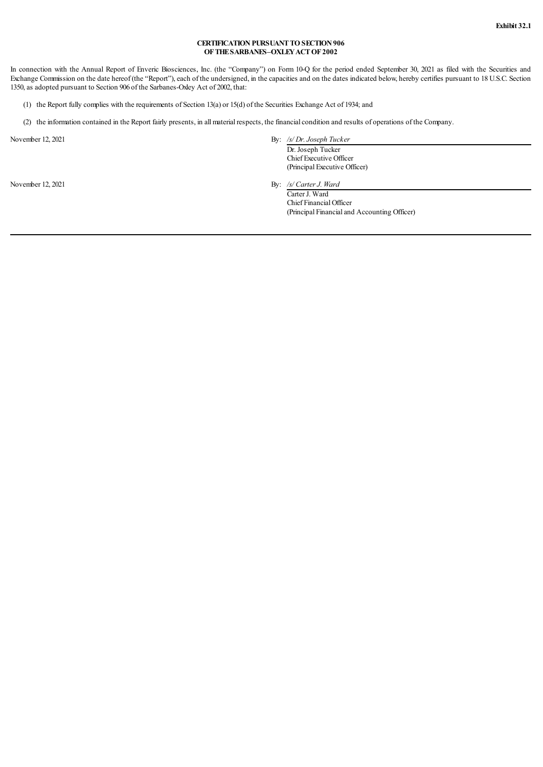**Exhibit 32.1**

**CERTIFICATION PURSUANT TO SECTION 906
OF THE SARBANES–OXLEY ACT OF 2002**

In connection with the Annual Report of Enveric Biosciences, Inc. (the "Company") on Form 10-Q for the period ended September 30, 2021 as filed with the Securities and Exchange Commission on the date hereof (the "Report"), each of the undersigned, in the capacities and on the dates indicated below, hereby certifies pursuant to 18 U.S.C. Section 1350, as adopted pursuant to Section 906 of the Sarbanes-Oxley Act of 2002, that:

(1) the Report fully complies with the requirements of Section 13(a) or 15(d) of the Securities Exchange Act of 1934; and

(2) the information contained in the Report fairly presents, in all material respects, the financial condition and results of operations of the Company.

| | |
|---|---|
| November 12, 2021 | By: */s/ Dr. Joseph Tucker* |
| | Dr. Joseph Tucker |
| | Chief Executive Officer |
| | (Principal Executive Officer) |
| November 12, 2021 | By: */s/ Carter J. Ward* |
| | Carter J. Ward |
| | Chief Financial Officer |
| | (Principal Financial and Accounting Officer) |